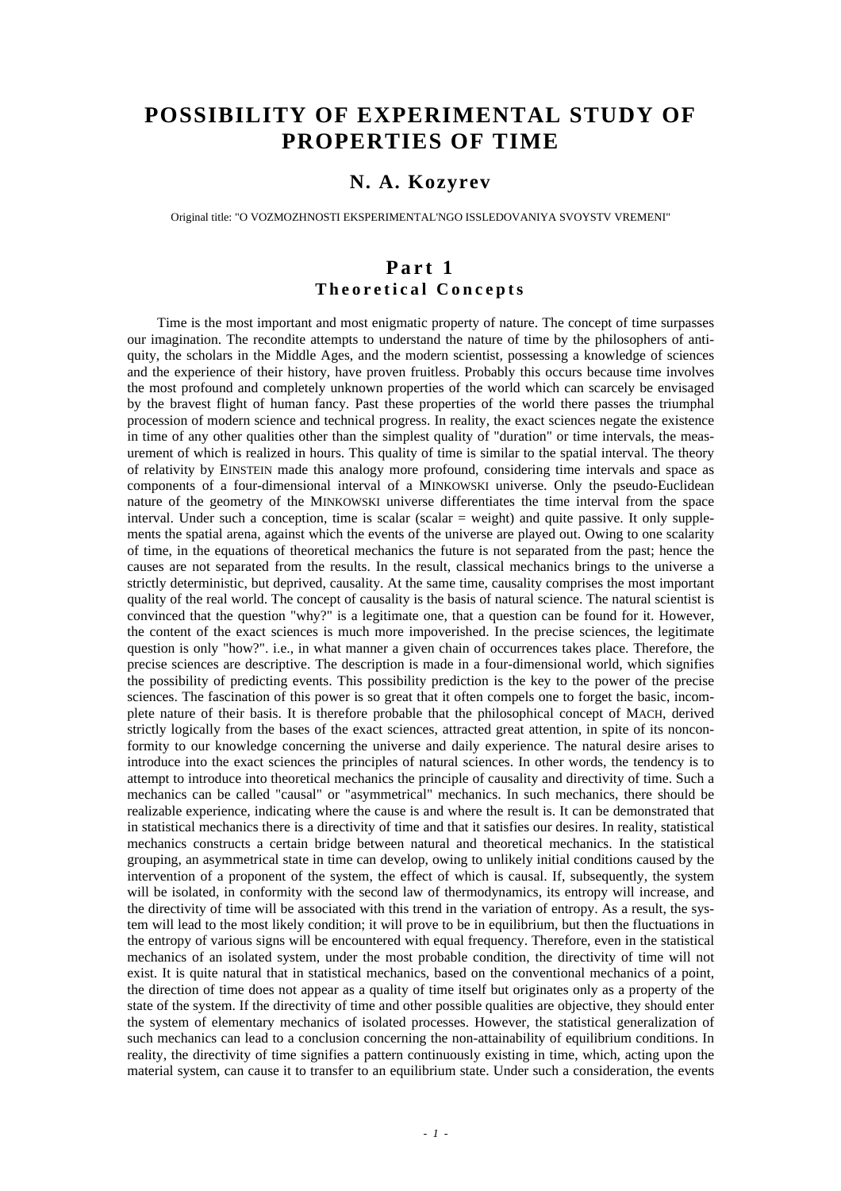# POSSIBILITY OF EXPERIMENTAL STUDY OF PROPERTIES OF TIME

## N. A. Kozyrev

Original title: "O VOZMOZHNOSTI EKSPERIMENTAL'NGO ISSLEDOVANIYA SVOYSTV VREMENI"

## Part 1
### Theoretical Concepts

Time is the most important and most enigmatic property of nature. The concept of time surpasses our imagination. The recondite attempts to understand the nature of time by the philosophers of antiquity, the scholars in the Middle Ages, and the modern scientist, possessing a knowledge of sciences and the experience of their history, have proven fruitless. Probably this occurs because time involves the most profound and completely unknown properties of the world which can scarcely be envisaged by the bravest flight of human fancy. Past these properties of the world there passes the triumphal procession of modern science and technical progress. In reality, the exact sciences negate the existence in time of any other qualities other than the simplest quality of "duration" or time intervals, the measurement of which is realized in hours. This quality of time is similar to the spatial interval. The theory of relativity by EINSTEIN made this analogy more profound, considering time intervals and space as components of a four-dimensional interval of a MINKOWSKI universe. Only the pseudo-Euclidean nature of the geometry of the MINKOWSKI universe differentiates the time interval from the space interval. Under such a conception, time is scalar (scalar = weight) and quite passive. It only supplements the spatial arena, against which the events of the universe are played out. Owing to one scalarity of time, in the equations of theoretical mechanics the future is not separated from the past; hence the causes are not separated from the results. In the result, classical mechanics brings to the universe a strictly deterministic, but deprived, causality. At the same time, causality comprises the most important quality of the real world. The concept of causality is the basis of natural science. The natural scientist is convinced that the question "why?" is a legitimate one, that a question can be found for it. However, the content of the exact sciences is much more impoverished. In the precise sciences, the legitimate question is only "how?". i.e., in what manner a given chain of occurrences takes place. Therefore, the precise sciences are descriptive. The description is made in a four-dimensional world, which signifies the possibility of predicting events. This possibility prediction is the key to the power of the precise sciences. The fascination of this power is so great that it often compels one to forget the basic, incomplete nature of their basis. It is therefore probable that the philosophical concept of MACH, derived strictly logically from the bases of the exact sciences, attracted great attention, in spite of its nonconformity to our knowledge concerning the universe and daily experience. The natural desire arises to introduce into the exact sciences the principles of natural sciences. In other words, the tendency is to attempt to introduce into theoretical mechanics the principle of causality and directivity of time. Such a mechanics can be called "causal" or "asymmetrical" mechanics. In such mechanics, there should be realizable experience, indicating where the cause is and where the result is. It can be demonstrated that in statistical mechanics there is a directivity of time and that it satisfies our desires. In reality, statistical mechanics constructs a certain bridge between natural and theoretical mechanics. In the statistical grouping, an asymmetrical state in time can develop, owing to unlikely initial conditions caused by the intervention of a proponent of the system, the effect of which is causal. If, subsequently, the system will be isolated, in conformity with the second law of thermodynamics, its entropy will increase, and the directivity of time will be associated with this trend in the variation of entropy. As a result, the system will lead to the most likely condition; it will prove to be in equilibrium, but then the fluctuations in the entropy of various signs will be encountered with equal frequency. Therefore, even in the statistical mechanics of an isolated system, under the most probable condition, the directivity of time will not exist. It is quite natural that in statistical mechanics, based on the conventional mechanics of a point, the direction of time does not appear as a quality of time itself but originates only as a property of the state of the system. If the directivity of time and other possible qualities are objective, they should enter the system of elementary mechanics of isolated processes. However, the statistical generalization of such mechanics can lead to a conclusion concerning the non-attainability of equilibrium conditions. In reality, the directivity of time signifies a pattern continuously existing in time, which, acting upon the material system, can cause it to transfer to an equilibrium state. Under such a consideration, the events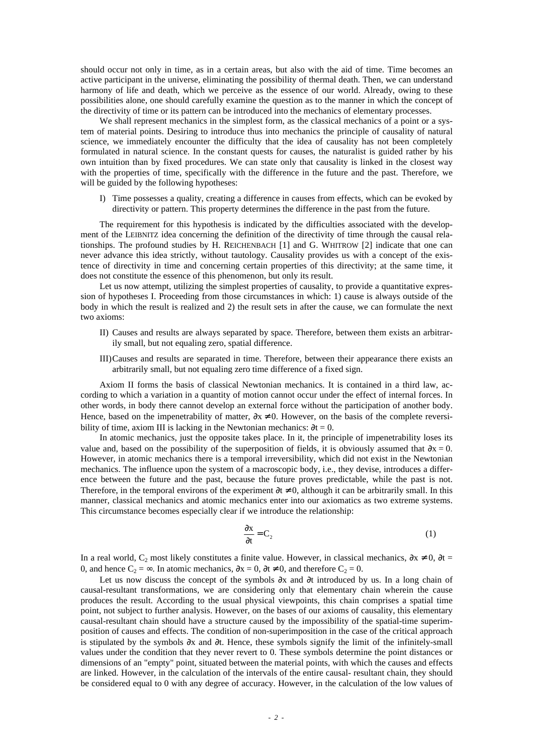should occur not only in time, as in a certain areas, but also with the aid of time. Time becomes an active participant in the universe, eliminating the possibility of thermal death. Then, we can understand harmony of life and death, which we perceive as the essence of our world. Already, owing to these possibilities alone, one should carefully examine the question as to the manner in which the concept of the directivity of time or its pattern can be introduced into the mechanics of elementary processes.

We shall represent mechanics in the simplest form, as the classical mechanics of a point or a system of material points. Desiring to introduce thus into mechanics the principle of causality of natural science, we immediately encounter the difficulty that the idea of causality has not been completely formulated in natural science. In the constant quests for causes, the naturalist is guided rather by his own intuition than by fixed procedures. We can state only that causality is linked in the closest way with the properties of time, specifically with the difference in the future and the past. Therefore, we will be guided by the following hypotheses:

I) Time possesses a quality, creating a difference in causes from effects, which can be evoked by directivity or pattern. This property determines the difference in the past from the future.

The requirement for this hypothesis is indicated by the difficulties associated with the development of the LEIBNITZ idea concerning the definition of the directivity of time through the causal relationships. The profound studies by H. REICHENBACH [1] and G. WHITROW [2] indicate that one can never advance this idea strictly, without tautology. Causality provides us with a concept of the existence of directivity in time and concerning certain properties of this directivity; at the same time, it does not constitute the essence of this phenomenon, but only its result.

Let us now attempt, utilizing the simplest properties of causality, to provide a quantitative expression of hypotheses I. Proceeding from those circumstances in which: 1) cause is always outside of the body in which the result is realized and 2) the result sets in after the cause, we can formulate the next two axioms:

II) Causes and results are always separated by space. Therefore, between them exists an arbitrarily small, but not equaling zero, spatial difference.

III) Causes and results are separated in time. Therefore, between their appearance there exists an arbitrarily small, but not equaling zero time difference of a fixed sign.

Axiom II forms the basis of classical Newtonian mechanics. It is contained in a third law, according to which a variation in a quantity of motion cannot occur under the effect of internal forces. In other words, in body there cannot develop an external force without the participation of another body. Hence, based on the impenetrability of matter, $\partial x \neq 0$. However, on the basis of the complete reversibility of time, axiom III is lacking in the Newtonian mechanics: $\partial t = 0$.

In atomic mechanics, just the opposite takes place. In it, the principle of impenetrability loses its value and, based on the possibility of the superposition of fields, it is obviously assumed that $\partial x = 0$. However, in atomic mechanics there is a temporal irreversibility, which did not exist in the Newtonian mechanics. The influence upon the system of a macroscopic body, i.e., they devise, introduces a difference between the future and the past, because the future proves predictable, while the past is not. Therefore, in the temporal environs of the experiment $\partial t \neq 0$, although it can be arbitrarily small. In this manner, classical mechanics and atomic mechanics enter into our axiomatics as two extreme systems. This circumstance becomes especially clear if we introduce the relationship:

$$\frac{\partial x}{\partial t} = C_2 \qquad (1)$$

In a real world, $C_2$ most likely constitutes a finite value. However, in classical mechanics, $\partial x \neq 0$, $\partial t = 0$, and hence $C_2 = \infty$. In atomic mechanics, $\partial x = 0$, $\partial t \neq 0$, and therefore $C_2 = 0$.

Let us now discuss the concept of the symbols $\partial x$ and $\partial t$ introduced by us. In a long chain of causal-resultant transformations, we are considering only that elementary chain wherein the cause produces the result. According to the usual physical viewpoints, this chain comprises a spatial time point, not subject to further analysis. However, on the bases of our axioms of causality, this elementary causal-resultant chain should have a structure caused by the impossibility of the spatial-time superimposition of causes and effects. The condition of non-superimposition in the case of the critical approach is stipulated by the symbols $\partial x$ and $\partial t$. Hence, these symbols signify the limit of the infinitely-small values under the condition that they never revert to 0. These symbols determine the point distances or dimensions of an "empty" point, situated between the material points, with which the causes and effects are linked. However, in the calculation of the intervals of the entire causal- resultant chain, they should be considered equal to 0 with any degree of accuracy. However, in the calculation of the low values of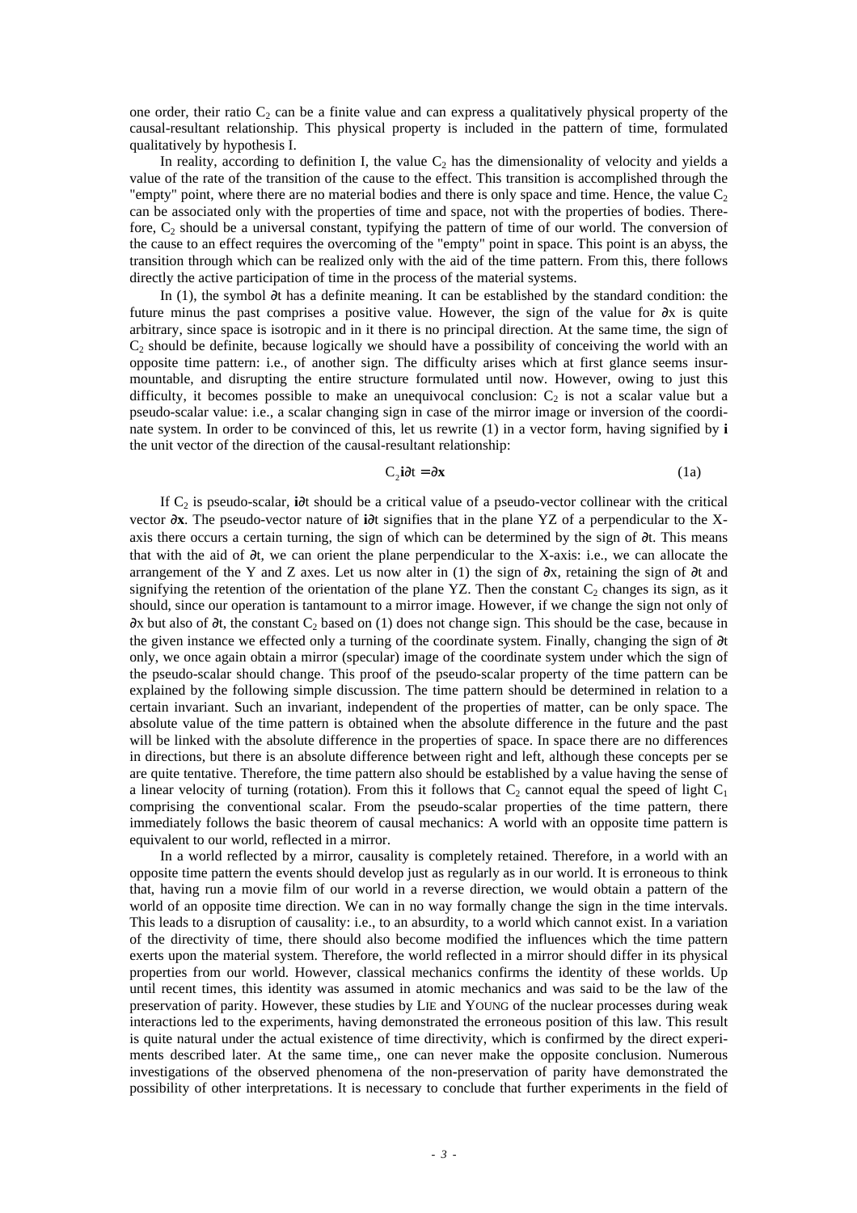one order, their ratio $C_2$ can be a finite value and can express a qualitatively physical property of the causal-resultant relationship. This physical property is included in the pattern of time, formulated qualitatively by hypothesis I.

In reality, according to definition I, the value $C_2$ has the dimensionality of velocity and yields a value of the rate of the transition of the cause to the effect. This transition is accomplished through the "empty" point, where there are no material bodies and there is only space and time. Hence, the value $C_2$ can be associated only with the properties of time and space, not with the properties of bodies. Therefore, $C_2$ should be a universal constant, typifying the pattern of time of our world. The conversion of the cause to an effect requires the overcoming of the "empty" point in space. This point is an abyss, the transition through which can be realized only with the aid of the time pattern. From this, there follows directly the active participation of time in the process of the material systems.

In (1), the symbol $\partial t$ has a definite meaning. It can be established by the standard condition: the future minus the past comprises a positive value. However, the sign of the value for $\partial x$ is quite arbitrary, since space is isotropic and in it there is no principal direction. At the same time, the sign of $C_2$ should be definite, because logically we should have a possibility of conceiving the world with an opposite time pattern: i.e., of another sign. The difficulty arises which at first glance seems insurmountable, and disrupting the entire structure formulated until now. However, owing to just this difficulty, it becomes possible to make an unequivocal conclusion: $C_2$ is not a scalar value but a pseudo-scalar value: i.e., a scalar changing sign in case of the mirror image or inversion of the coordinate system. In order to be convinced of this, let us rewrite (1) in a vector form, having signified by $\mathbf{i}$ the unit vector of the direction of the causal-resultant relationship:

$$C_2 \mathbf{i}\partial t = \partial \mathbf{x} \tag{1a}$$

If $C_2$ is pseudo-scalar, $\mathbf{i}\partial t$ should be a critical value of a pseudo-vector collinear with the critical vector $\partial \mathbf{x}$. The pseudo-vector nature of $\mathbf{i}\partial t$ signifies that in the plane YZ of a perpendicular to the X-axis there occurs a certain turning, the sign of which can be determined by the sign of $\partial t$. This means that with the aid of $\partial t$, we can orient the plane perpendicular to the X-axis: i.e., we can allocate the arrangement of the Y and Z axes. Let us now alter in (1) the sign of $\partial x$, retaining the sign of $\partial t$ and signifying the retention of the orientation of the plane YZ. Then the constant $C_2$ changes its sign, as it should, since our operation is tantamount to a mirror image. However, if we change the sign not only of $\partial x$ but also of $\partial t$, the constant $C_2$ based on (1) does not change sign. This should be the case, because in the given instance we effected only a turning of the coordinate system. Finally, changing the sign of $\partial t$ only, we once again obtain a mirror (specular) image of the coordinate system under which the sign of the pseudo-scalar should change. This proof of the pseudo-scalar property of the time pattern can be explained by the following simple discussion. The time pattern should be determined in relation to a certain invariant. Such an invariant, independent of the properties of matter, can be only space. The absolute value of the time pattern is obtained when the absolute difference in the future and the past will be linked with the absolute difference in the properties of space. In space there are no differences in directions, but there is an absolute difference between right and left, although these concepts per se are quite tentative. Therefore, the time pattern also should be established by a value having the sense of a linear velocity of turning (rotation). From this it follows that $C_2$ cannot equal the speed of light $C_1$ comprising the conventional scalar. From the pseudo-scalar properties of the time pattern, there immediately follows the basic theorem of causal mechanics: A world with an opposite time pattern is equivalent to our world, reflected in a mirror.

In a world reflected by a mirror, causality is completely retained. Therefore, in a world with an opposite time pattern the events should develop just as regularly as in our world. It is erroneous to think that, having run a movie film of our world in a reverse direction, we would obtain a pattern of the world of an opposite time direction. We can in no way formally change the sign in the time intervals. This leads to a disruption of causality: i.e., to an absurdity, to a world which cannot exist. In a variation of the directivity of time, there should also become modified the influences which the time pattern exerts upon the material system. Therefore, the world reflected in a mirror should differ in its physical properties from our world. However, classical mechanics confirms the identity of these worlds. Up until recent times, this identity was assumed in atomic mechanics and was said to be the law of the preservation of parity. However, these studies by LIE and YOUNG of the nuclear processes during weak interactions led to the experiments, having demonstrated the erroneous position of this law. This result is quite natural under the actual existence of time directivity, which is confirmed by the direct experiments described later. At the same time,, one can never make the opposite conclusion. Numerous investigations of the observed phenomena of the non-preservation of parity have demonstrated the possibility of other interpretations. It is necessary to conclude that further experiments in the field of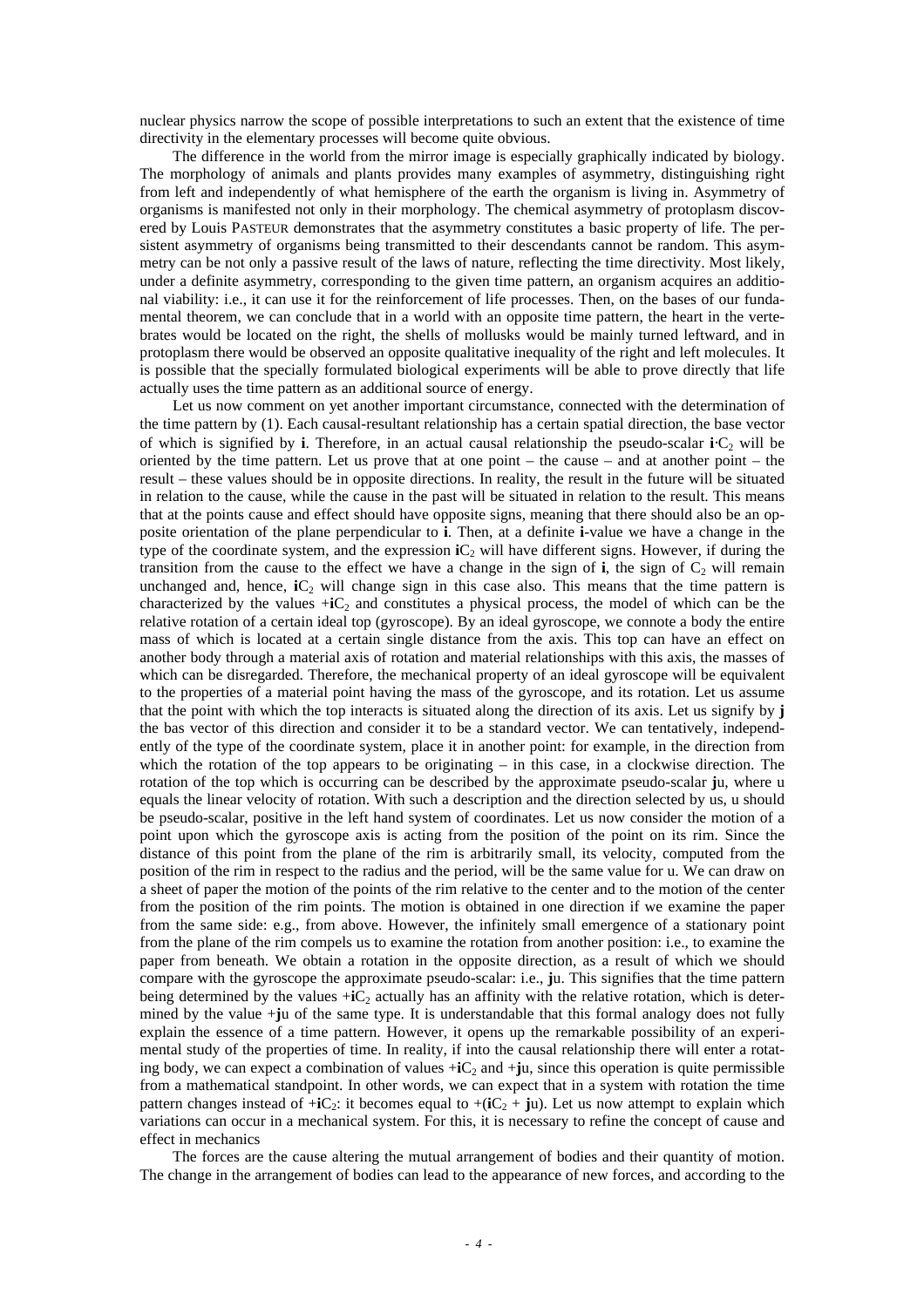nuclear physics narrow the scope of possible interpretations to such an extent that the existence of time directivity in the elementary processes will become quite obvious.

The difference in the world from the mirror image is especially graphically indicated by biology. The morphology of animals and plants provides many examples of asymmetry, distinguishing right from left and independently of what hemisphere of the earth the organism is living in. Asymmetry of organisms is manifested not only in their morphology. The chemical asymmetry of protoplasm discovered by Louis PASTEUR demonstrates that the asymmetry constitutes a basic property of life. The persistent asymmetry of organisms being transmitted to their descendants cannot be random. This asymmetry can be not only a passive result of the laws of nature, reflecting the time directivity. Most likely, under a definite asymmetry, corresponding to the given time pattern, an organism acquires an additional viability: i.e., it can use it for the reinforcement of life processes. Then, on the bases of our fundamental theorem, we can conclude that in a world with an opposite time pattern, the heart in the vertebrates would be located on the right, the shells of mollusks would be mainly turned leftward, and in protoplasm there would be observed an opposite qualitative inequality of the right and left molecules. It is possible that the specially formulated biological experiments will be able to prove directly that life actually uses the time pattern as an additional source of energy.

Let us now comment on yet another important circumstance, connected with the determination of the time pattern by (1). Each causal-resultant relationship has a certain spatial direction, the base vector of which is signified by **i**. Therefore, in an actual causal relationship the pseudo-scalar $\mathbf{i}\cdot C_2$ will be oriented by the time pattern. Let us prove that at one point – the cause – and at another point – the result – these values should be in opposite directions. In reality, the result in the future will be situated in relation to the cause, while the cause in the past will be situated in relation to the result. This means that at the points cause and effect should have opposite signs, meaning that there should also be an opposite orientation of the plane perpendicular to **i**. Then, at a definite **i**-value we have a change in the type of the coordinate system, and the expression $\mathbf{i}C_2$ will have different signs. However, if during the transition from the cause to the effect we have a change in the sign of **i**, the sign of $C_2$ will remain unchanged and, hence, $\mathbf{i}C_2$ will change sign in this case also. This means that the time pattern is characterized by the values $+\mathbf{i}C_2$ and constitutes a physical process, the model of which can be the relative rotation of a certain ideal top (gyroscope). By an ideal gyroscope, we connote a body the entire mass of which is located at a certain single distance from the axis. This top can have an effect on another body through a material axis of rotation and material relationships with this axis, the masses of which can be disregarded. Therefore, the mechanical property of an ideal gyroscope will be equivalent to the properties of a material point having the mass of the gyroscope, and its rotation. Let us assume that the point with which the top interacts is situated along the direction of its axis. Let us signify by **j** the bas vector of this direction and consider it to be a standard vector. We can tentatively, independently of the type of the coordinate system, place it in another point: for example, in the direction from which the rotation of the top appears to be originating – in this case, in a clockwise direction. The rotation of the top which is occurring can be described by the approximate pseudo-scalar **j**u, where u equals the linear velocity of rotation. With such a description and the direction selected by us, u should be pseudo-scalar, positive in the left hand system of coordinates. Let us now consider the motion of a point upon which the gyroscope axis is acting from the position of the point on its rim. Since the distance of this point from the plane of the rim is arbitrarily small, its velocity, computed from the position of the rim in respect to the radius and the period, will be the same value for u. We can draw on a sheet of paper the motion of the points of the rim relative to the center and to the motion of the center from the position of the rim points. The motion is obtained in one direction if we examine the paper from the same side: e.g., from above. However, the infinitely small emergence of a stationary point from the plane of the rim compels us to examine the rotation from another position: i.e., to examine the paper from beneath. We obtain a rotation in the opposite direction, as a result of which we should compare with the gyroscope the approximate pseudo-scalar: i.e., **j**u. This signifies that the time pattern being determined by the values $+\mathbf{i}C_2$ actually has an affinity with the relative rotation, which is determined by the value $+\mathbf{j}u$ of the same type. It is understandable that this formal analogy does not fully explain the essence of a time pattern. However, it opens up the remarkable possibility of an experimental study of the properties of time. In reality, if into the causal relationship there will enter a rotating body, we can expect a combination of values $+\mathbf{i}C_2$ and $+\mathbf{j}u$, since this operation is quite permissible from a mathematical standpoint. In other words, we can expect that in a system with rotation the time pattern changes instead of $+\mathbf{i}C_2$: it becomes equal to $+(\mathbf{i}C_2 + \mathbf{j}u)$. Let us now attempt to explain which variations can occur in a mechanical system. For this, it is necessary to refine the concept of cause and effect in mechanics

The forces are the cause altering the mutual arrangement of bodies and their quantity of motion. The change in the arrangement of bodies can lead to the appearance of new forces, and according to the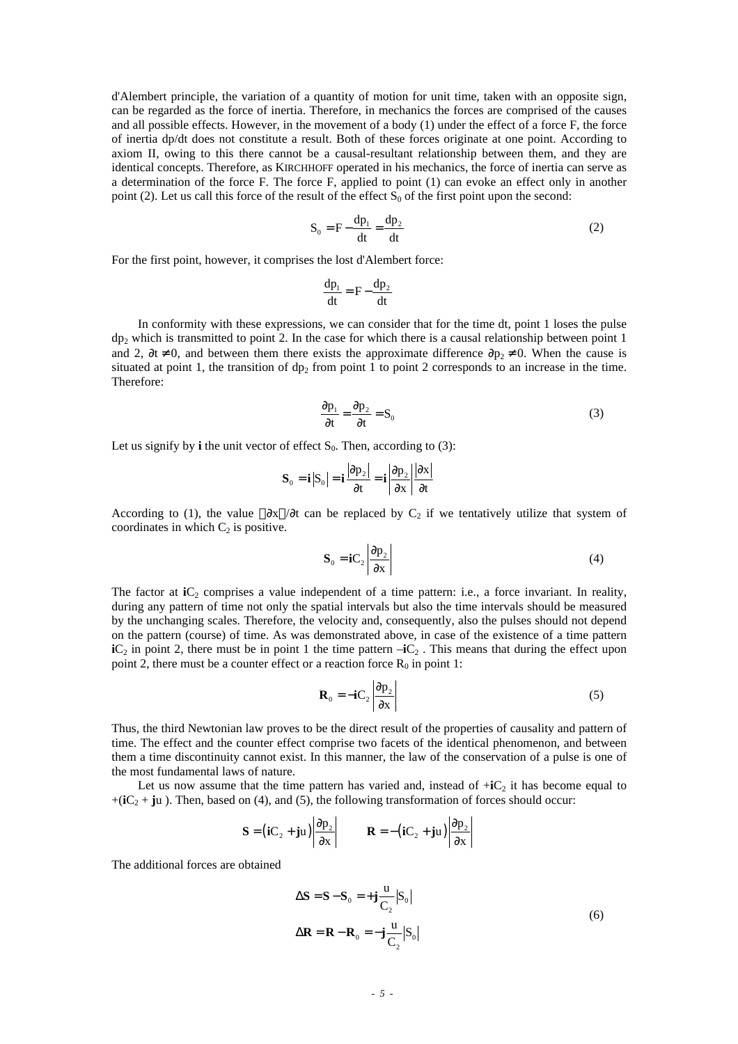d'Alembert principle, the variation of a quantity of motion for unit time, taken with an opposite sign, can be regarded as the force of inertia. Therefore, in mechanics the forces are comprised of the causes and all possible effects. However, in the movement of a body (1) under the effect of a force F, the force of inertia dp/dt does not constitute a result. Both of these forces originate at one point. According to axiom II, owing to this there cannot be a causal-resultant relationship between them, and they are identical concepts. Therefore, as KIRCHHOFF operated in his mechanics, the force of inertia can serve as a determination of the force F. The force F, applied to point (1) can evoke an effect only in another point (2). Let us call this force of the result of the effect $S_0$ of the first point upon the second:

$$S_0 = F - \frac{dp_1}{dt} = \frac{dp_2}{dt} \tag{2}$$

For the first point, however, it comprises the lost d'Alembert force:

$$\frac{dp_1}{dt} = F - \frac{dp_2}{dt}$$

In conformity with these expressions, we can consider that for the time dt, point 1 loses the pulse $dp_2$ which is transmitted to point 2. In the case for which there is a causal relationship between point 1 and 2, $\partial t \neq 0$, and between them there exists the approximate difference $\partial p_2 \neq 0$. When the cause is situated at point 1, the transition of $dp_2$ from point 1 to point 2 corresponds to an increase in the time. Therefore:

$$\frac{\partial p_1}{\partial t} = \frac{\partial p_2}{\partial t} = S_0 \tag{3}$$

Let us signify by **i** the unit vector of effect $S_0$. Then, according to (3):

$$\mathbf{S}_0 = \mathbf{i}\left|S_0\right| = \mathbf{i}\frac{\left|\partial p_2\right|}{\partial t} = \mathbf{i}\left|\frac{\partial p_2}{\partial x}\right|\frac{\left|\partial x\right|}{\partial t}$$

According to (1), the value $|\partial x|/\partial t$ can be replaced by $C_2$ if we tentatively utilize that system of coordinates in which $C_2$ is positive.

$$\mathbf{S}_0 = \mathbf{i}C_2\left|\frac{\partial p_2}{\partial x}\right| \tag{4}$$

The factor at $\mathbf{i}C_2$ comprises a value independent of a time pattern: i.e., a force invariant. In reality, during any pattern of time not only the spatial intervals but also the time intervals should be measured by the unchanging scales. Therefore, the velocity and, consequently, also the pulses should not depend on the pattern (course) of time. As was demonstrated above, in case of the existence of a time pattern $\mathbf{i}C_2$ in point 2, there must be in point 1 the time pattern $-\mathbf{i}C_2$. This means that during the effect upon point 2, there must be a counter effect or a reaction force $R_0$ in point 1:

$$\mathbf{R}_0 = -\mathbf{i}C_2\left|\frac{\partial p_2}{\partial x}\right| \tag{5}$$

Thus, the third Newtonian law proves to be the direct result of the properties of causality and pattern of time. The effect and the counter effect comprise two facets of the identical phenomenon, and between them a time discontinuity cannot exist. In this manner, the law of the conservation of a pulse is one of the most fundamental laws of nature.

Let us now assume that the time pattern has varied and, instead of $+\mathbf{i}C_2$ it has become equal to $+(\mathbf{i}C_2 + \mathbf{j}u)$. Then, based on (4), and (5), the following transformation of forces should occur:

$$\mathbf{S} = \left(\mathbf{i}C_2 + \mathbf{j}u\right)\left|\frac{\partial p_2}{\partial x}\right| \qquad \mathbf{R} = -\left(\mathbf{i}C_2 + \mathbf{j}u\right)\left|\frac{\partial p_2}{\partial x}\right|$$

The additional forces are obtained

$$\begin{aligned} \Delta\mathbf{S} &= \mathbf{S} - \mathbf{S}_0 = +\mathbf{j}\frac{u}{C_2}\left|S_0\right| \\ \Delta\mathbf{R} &= \mathbf{R} - \mathbf{R}_0 = -\mathbf{j}\frac{u}{C_2}\left|S_0\right| \end{aligned} \tag{6}$$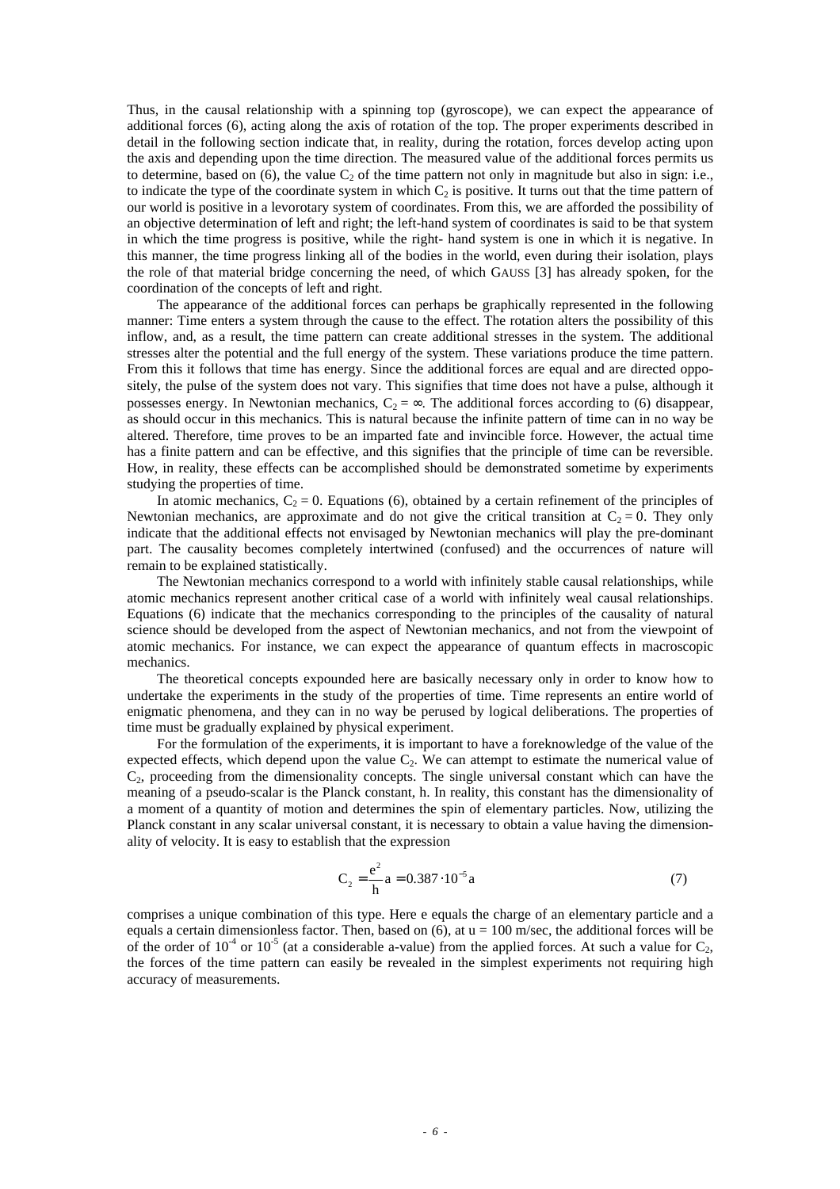Thus, in the causal relationship with a spinning top (gyroscope), we can expect the appearance of additional forces (6), acting along the axis of rotation of the top. The proper experiments described in detail in the following section indicate that, in reality, during the rotation, forces develop acting upon the axis and depending upon the time direction. The measured value of the additional forces permits us to determine, based on (6), the value $C_2$ of the time pattern not only in magnitude but also in sign: i.e., to indicate the type of the coordinate system in which $C_2$ is positive. It turns out that the time pattern of our world is positive in a levorotary system of coordinates. From this, we are afforded the possibility of an objective determination of left and right; the left-hand system of coordinates is said to be that system in which the time progress is positive, while the right- hand system is one in which it is negative. In this manner, the time progress linking all of the bodies in the world, even during their isolation, plays the role of that material bridge concerning the need, of which GAUSS [3] has already spoken, for the coordination of the concepts of left and right.

The appearance of the additional forces can perhaps be graphically represented in the following manner: Time enters a system through the cause to the effect. The rotation alters the possibility of this inflow, and, as a result, the time pattern can create additional stresses in the system. The additional stresses alter the potential and the full energy of the system. These variations produce the time pattern. From this it follows that time has energy. Since the additional forces are equal and are directed oppositely, the pulse of the system does not vary. This signifies that time does not have a pulse, although it possesses energy. In Newtonian mechanics, $C_2 = \infty$. The additional forces according to (6) disappear, as should occur in this mechanics. This is natural because the infinite pattern of time can in no way be altered. Therefore, time proves to be an imparted fate and invincible force. However, the actual time has a finite pattern and can be effective, and this signifies that the principle of time can be reversible. How, in reality, these effects can be accomplished should be demonstrated sometime by experiments studying the properties of time.

In atomic mechanics, $C_2 = 0$. Equations (6), obtained by a certain refinement of the principles of Newtonian mechanics, are approximate and do not give the critical transition at $C_2 = 0$. They only indicate that the additional effects not envisaged by Newtonian mechanics will play the pre-dominant part. The causality becomes completely intertwined (confused) and the occurrences of nature will remain to be explained statistically.

The Newtonian mechanics correspond to a world with infinitely stable causal relationships, while atomic mechanics represent another critical case of a world with infinitely weal causal relationships. Equations (6) indicate that the mechanics corresponding to the principles of the causality of natural science should be developed from the aspect of Newtonian mechanics, and not from the viewpoint of atomic mechanics. For instance, we can expect the appearance of quantum effects in macroscopic mechanics.

The theoretical concepts expounded here are basically necessary only in order to know how to undertake the experiments in the study of the properties of time. Time represents an entire world of enigmatic phenomena, and they can in no way be perused by logical deliberations. The properties of time must be gradually explained by physical experiment.

For the formulation of the experiments, it is important to have a foreknowledge of the value of the expected effects, which depend upon the value $C_2$. We can attempt to estimate the numerical value of $C_2$, proceeding from the dimensionality concepts. The single universal constant which can have the meaning of a pseudo-scalar is the Planck constant, h. In reality, this constant has the dimensionality of a moment of a quantity of motion and determines the spin of elementary particles. Now, utilizing the Planck constant in any scalar universal constant, it is necessary to obtain a value having the dimensionality of velocity. It is easy to establish that the expression

$$C_2 = \frac{e^2}{h} a = 0.387 \cdot 10^{-5} a \tag{7}$$

comprises a unique combination of this type. Here e equals the charge of an elementary particle and a equals a certain dimensionless factor. Then, based on (6), at u = 100 m/sec, the additional forces will be of the order of $10^{-4}$ or $10^{-5}$ (at a considerable a-value) from the applied forces. At such a value for $C_2$, the forces of the time pattern can easily be revealed in the simplest experiments not requiring high accuracy of measurements.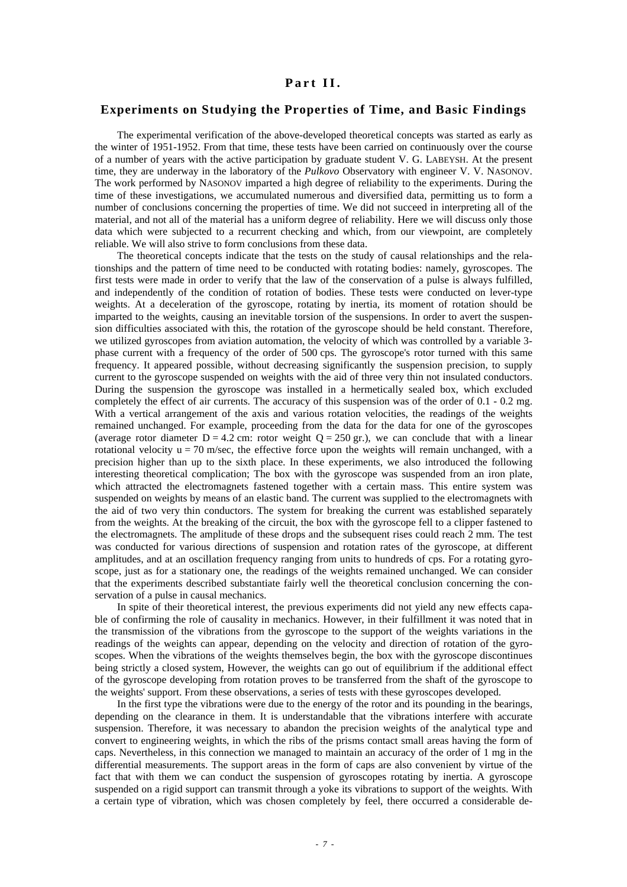# Part II.

## Experiments on Studying the Properties of Time, and Basic Findings

The experimental verification of the above-developed theoretical concepts was started as early as the winter of 1951-1952. From that time, these tests have been carried on continuously over the course of a number of years with the active participation by graduate student V. G. LABEYSH. At the present time, they are underway in the laboratory of the *Pulkovo* Observatory with engineer V. V. NASONOV. The work performed by NASONOV imparted a high degree of reliability to the experiments. During the time of these investigations, we accumulated numerous and diversified data, permitting us to form a number of conclusions concerning the properties of time. We did not succeed in interpreting all of the material, and not all of the material has a uniform degree of reliability. Here we will discuss only those data which were subjected to a recurrent checking and which, from our viewpoint, are completely reliable. We will also strive to form conclusions from these data.

The theoretical concepts indicate that the tests on the study of causal relationships and the relationships and the pattern of time need to be conducted with rotating bodies: namely, gyroscopes. The first tests were made in order to verify that the law of the conservation of a pulse is always fulfilled, and independently of the condition of rotation of bodies. These tests were conducted on lever-type weights. At a deceleration of the gyroscope, rotating by inertia, its moment of rotation should be imparted to the weights, causing an inevitable torsion of the suspensions. In order to avert the suspension difficulties associated with this, the rotation of the gyroscope should be held constant. Therefore, we utilized gyroscopes from aviation automation, the velocity of which was controlled by a variable 3-phase current with a frequency of the order of 500 cps. The gyroscope's rotor turned with this same frequency. It appeared possible, without decreasing significantly the suspension precision, to supply current to the gyroscope suspended on weights with the aid of three very thin not insulated conductors. During the suspension the gyroscope was installed in a hermetically sealed box, which excluded completely the effect of air currents. The accuracy of this suspension was of the order of 0.1 - 0.2 mg. With a vertical arrangement of the axis and various rotation velocities, the readings of the weights remained unchanged. For example, proceeding from the data for the data for one of the gyroscopes (average rotor diameter $D = 4.2$ cm: rotor weight $Q = 250$ gr.), we can conclude that with a linear rotational velocity $u = 70$ m/sec, the effective force upon the weights will remain unchanged, with a precision higher than up to the sixth place. In these experiments, we also introduced the following interesting theoretical complication; The box with the gyroscope was suspended from an iron plate, which attracted the electromagnets fastened together with a certain mass. This entire system was suspended on weights by means of an elastic band. The current was supplied to the electromagnets with the aid of two very thin conductors. The system for breaking the current was established separately from the weights. At the breaking of the circuit, the box with the gyroscope fell to a clipper fastened to the electromagnets. The amplitude of these drops and the subsequent rises could reach 2 mm. The test was conducted for various directions of suspension and rotation rates of the gyroscope, at different amplitudes, and at an oscillation frequency ranging from units to hundreds of cps. For a rotating gyroscope, just as for a stationary one, the readings of the weights remained unchanged. We can consider that the experiments described substantiate fairly well the theoretical conclusion concerning the conservation of a pulse in causal mechanics.

In spite of their theoretical interest, the previous experiments did not yield any new effects capable of confirming the role of causality in mechanics. However, in their fulfillment it was noted that in the transmission of the vibrations from the gyroscope to the support of the weights variations in the readings of the weights can appear, depending on the velocity and direction of rotation of the gyroscopes. When the vibrations of the weights themselves begin, the box with the gyroscope discontinues being strictly a closed system, However, the weights can go out of equilibrium if the additional effect of the gyroscope developing from rotation proves to be transferred from the shaft of the gyroscope to the weights' support. From these observations, a series of tests with these gyroscopes developed.

In the first type the vibrations were due to the energy of the rotor and its pounding in the bearings, depending on the clearance in them. It is understandable that the vibrations interfere with accurate suspension. Therefore, it was necessary to abandon the precision weights of the analytical type and convert to engineering weights, in which the ribs of the prisms contact small areas having the form of caps. Nevertheless, in this connection we managed to maintain an accuracy of the order of 1 mg in the differential measurements. The support areas in the form of caps are also convenient by virtue of the fact that with them we can conduct the suspension of gyroscopes rotating by inertia. A gyroscope suspended on a rigid support can transmit through a yoke its vibrations to support of the weights. With a certain type of vibration, which was chosen completely by feel, there occurred a considerable de-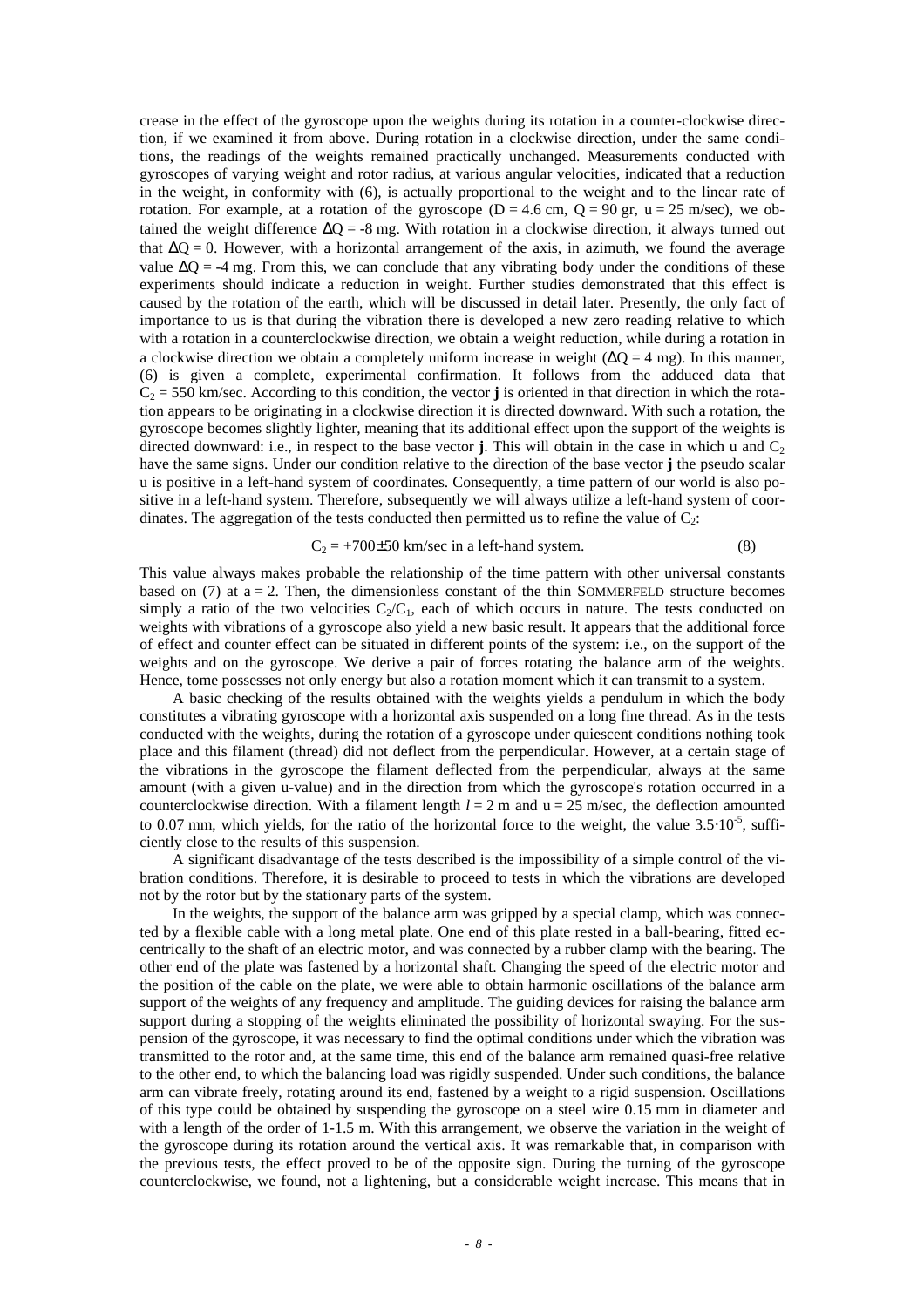crease in the effect of the gyroscope upon the weights during its rotation in a counter-clockwise direction, if we examined it from above. During rotation in a clockwise direction, under the same conditions, the readings of the weights remained practically unchanged. Measurements conducted with gyroscopes of varying weight and rotor radius, at various angular velocities, indicated that a reduction in the weight, in conformity with (6), is actually proportional to the weight and to the linear rate of rotation. For example, at a rotation of the gyroscope ($D = 4.6$ cm, $Q = 90$ gr, $u = 25$ m/sec), we obtained the weight difference $\Delta Q = -8$ mg. With rotation in a clockwise direction, it always turned out that $\Delta Q = 0$. However, with a horizontal arrangement of the axis, in azimuth, we found the average value $\Delta Q = -4$ mg. From this, we can conclude that any vibrating body under the conditions of these experiments should indicate a reduction in weight. Further studies demonstrated that this effect is caused by the rotation of the earth, which will be discussed in detail later. Presently, the only fact of importance to us is that during the vibration there is developed a new zero reading relative to which with a rotation in a counterclockwise direction, we obtain a weight reduction, while during a rotation in a clockwise direction we obtain a completely uniform increase in weight ($\Delta Q = 4$ mg). In this manner, (6) is given a complete, experimental confirmation. It follows from the adduced data that $C_2 = 550$ km/sec. According to this condition, the vector **j** is oriented in that direction in which the rotation appears to be originating in a clockwise direction it is directed downward. With such a rotation, the gyroscope becomes slightly lighter, meaning that its additional effect upon the support of the weights is directed downward: i.e., in respect to the base vector **j**. This will obtain in the case in which u and $C_2$ have the same signs. Under our condition relative to the direction of the base vector **j** the pseudo scalar u is positive in a left-hand system of coordinates. Consequently, a time pattern of our world is also positive in a left-hand system. Therefore, subsequently we will always utilize a left-hand system of coordinates. The aggregation of the tests conducted then permitted us to refine the value of $C_2$:

$$C_2 = +700 \pm 50 \text{ km/sec in a left-hand system.} \qquad (8)$$

This value always makes probable the relationship of the time pattern with other universal constants based on (7) at $a = 2$. Then, the dimensionless constant of the thin SOMMERFELD structure becomes simply a ratio of the two velocities $C_2/C_1$, each of which occurs in nature. The tests conducted on weights with vibrations of a gyroscope also yield a new basic result. It appears that the additional force of effect and counter effect can be situated in different points of the system: i.e., on the support of the weights and on the gyroscope. We derive a pair of forces rotating the balance arm of the weights. Hence, tome possesses not only energy but also a rotation moment which it can transmit to a system.

A basic checking of the results obtained with the weights yields a pendulum in which the body constitutes a vibrating gyroscope with a horizontal axis suspended on a long fine thread. As in the tests conducted with the weights, during the rotation of a gyroscope under quiescent conditions nothing took place and this filament (thread) did not deflect from the perpendicular. However, at a certain stage of the vibrations in the gyroscope the filament deflected from the perpendicular, always at the same amount (with a given u-value) and in the direction from which the gyroscope's rotation occurred in a counterclockwise direction. With a filament length $l = 2$ m and $u = 25$ m/sec, the deflection amounted to 0.07 mm, which yields, for the ratio of the horizontal force to the weight, the value $3.5 \cdot 10^{-5}$, sufficiently close to the results of this suspension.

A significant disadvantage of the tests described is the impossibility of a simple control of the vibration conditions. Therefore, it is desirable to proceed to tests in which the vibrations are developed not by the rotor but by the stationary parts of the system.

In the weights, the support of the balance arm was gripped by a special clamp, which was connected by a flexible cable with a long metal plate. One end of this plate rested in a ball-bearing, fitted eccentrically to the shaft of an electric motor, and was connected by a rubber clamp with the bearing. The other end of the plate was fastened by a horizontal shaft. Changing the speed of the electric motor and the position of the cable on the plate, we were able to obtain harmonic oscillations of the balance arm support of the weights of any frequency and amplitude. The guiding devices for raising the balance arm support during a stopping of the weights eliminated the possibility of horizontal swaying. For the suspension of the gyroscope, it was necessary to find the optimal conditions under which the vibration was transmitted to the rotor and, at the same time, this end of the balance arm remained quasi-free relative to the other end, to which the balancing load was rigidly suspended. Under such conditions, the balance arm can vibrate freely, rotating around its end, fastened by a weight to a rigid suspension. Oscillations of this type could be obtained by suspending the gyroscope on a steel wire 0.15 mm in diameter and with a length of the order of 1-1.5 m. With this arrangement, we observe the variation in the weight of the gyroscope during its rotation around the vertical axis. It was remarkable that, in comparison with the previous tests, the effect proved to be of the opposite sign. During the turning of the gyroscope counterclockwise, we found, not a lightening, but a considerable weight increase. This means that in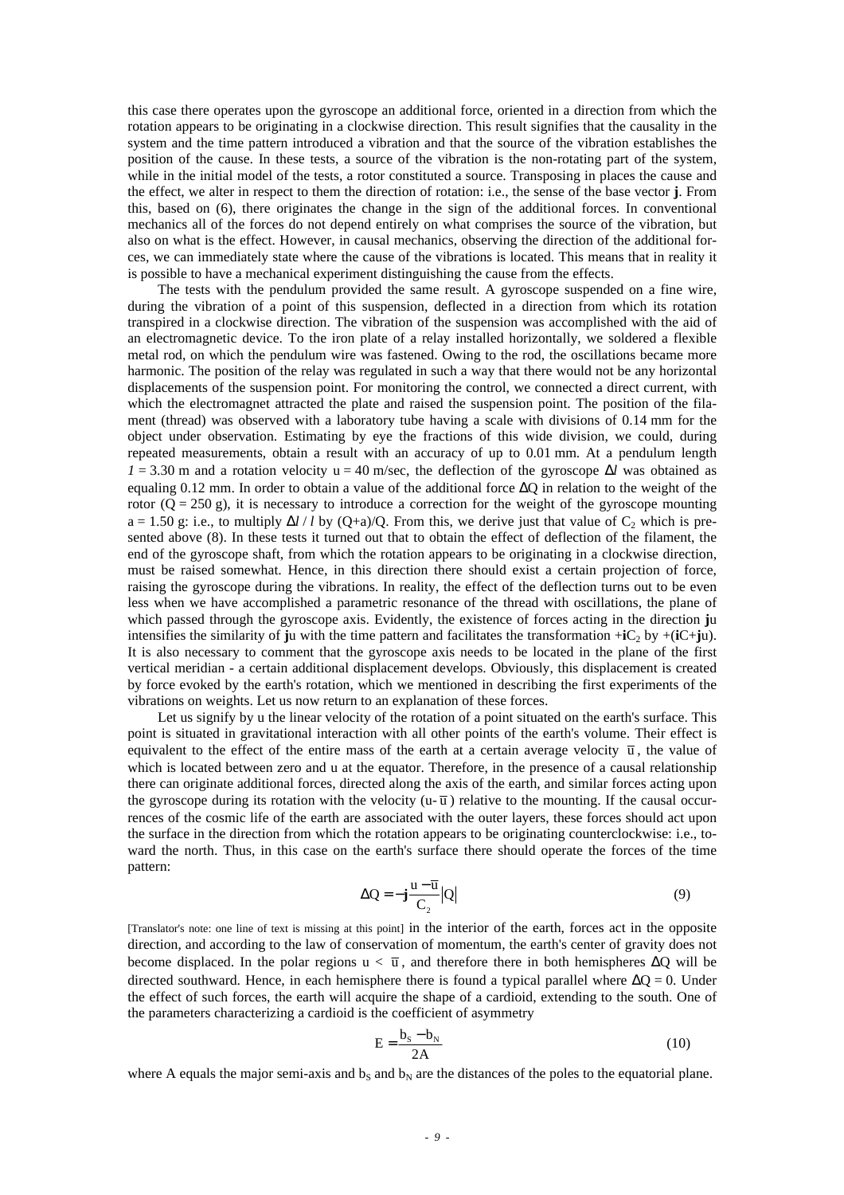this case there operates upon the gyroscope an additional force, oriented in a direction from which the rotation appears to be originating in a clockwise direction. This result signifies that the causality in the system and the time pattern introduced a vibration and that the source of the vibration establishes the position of the cause. In these tests, a source of the vibration is the non-rotating part of the system, while in the initial model of the tests, a rotor constituted a source. Transposing in places the cause and the effect, we alter in respect to them the direction of rotation: i.e., the sense of the base vector **j**. From this, based on (6), there originates the change in the sign of the additional forces. In conventional mechanics all of the forces do not depend entirely on what comprises the source of the vibration, but also on what is the effect. However, in causal mechanics, observing the direction of the additional forces, we can immediately state where the cause of the vibrations is located. This means that in reality it is possible to have a mechanical experiment distinguishing the cause from the effects.

The tests with the pendulum provided the same result. A gyroscope suspended on a fine wire, during the vibration of a point of this suspension, deflected in a direction from which its rotation transpired in a clockwise direction. The vibration of the suspension was accomplished with the aid of an electromagnetic device. To the iron plate of a relay installed horizontally, we soldered a flexible metal rod, on which the pendulum wire was fastened. Owing to the rod, the oscillations became more harmonic. The position of the relay was regulated in such a way that there would not be any horizontal displacements of the suspension point. For monitoring the control, we connected a direct current, with which the electromagnet attracted the plate and raised the suspension point. The position of the filament (thread) was observed with a laboratory tube having a scale with divisions of 0.14 mm for the object under observation. Estimating by eye the fractions of this wide division, we could, during repeated measurements, obtain a result with an accuracy of up to 0.01 mm. At a pendulum length $l = 3.30$ m and a rotation velocity $u = 40$ m/sec, the deflection of the gyroscope $\Delta l$ was obtained as equaling 0.12 mm. In order to obtain a value of the additional force $\Delta Q$ in relation to the weight of the rotor ($Q = 250$ g), it is necessary to introduce a correction for the weight of the gyroscope mounting $a = 1.50$ g: i.e., to multiply $\Delta l / l$ by $(Q+a)/Q$. From this, we derive just that value of $C_2$ which is presented above (8). In these tests it turned out that to obtain the effect of deflection of the filament, the end of the gyroscope shaft, from which the rotation appears to be originating in a clockwise direction, must be raised somewhat. Hence, in this direction there should exist a certain projection of force, raising the gyroscope during the vibrations. In reality, the effect of the deflection turns out to be even less when we have accomplished a parametric resonance of the thread with oscillations, the plane of which passed through the gyroscope axis. Evidently, the existence of forces acting in the direction **j**u intensifies the similarity of **j**u with the time pattern and facilitates the transformation $+\mathbf{i}C_2$ by $+(\mathbf{i}C+\mathbf{j}u)$. It is also necessary to comment that the gyroscope axis needs to be located in the plane of the first vertical meridian - a certain additional displacement develops. Obviously, this displacement is created by force evoked by the earth's rotation, which we mentioned in describing the first experiments of the vibrations on weights. Let us now return to an explanation of these forces.

Let us signify by u the linear velocity of the rotation of a point situated on the earth's surface. This point is situated in gravitational interaction with all other points of the earth's volume. Their effect is equivalent to the effect of the entire mass of the earth at a certain average velocity $\bar{u}$, the value of which is located between zero and u at the equator. Therefore, in the presence of a causal relationship there can originate additional forces, directed along the axis of the earth, and similar forces acting upon the gyroscope during its rotation with the velocity $(u-\bar{u})$ relative to the mounting. If the causal occurrences of the cosmic life of the earth are associated with the outer layers, these forces should act upon the surface in the direction from which the rotation appears to be originating counterclockwise: i.e., toward the north. Thus, in this case on the earth's surface there should operate the forces of the time pattern:

$$\Delta Q = -\mathbf{j}\frac{u-\bar{u}}{C_2}|Q| \tag{9}$$

[Translator's note: one line of text is missing at this point] in the interior of the earth, forces act in the opposite direction, and according to the law of conservation of momentum, the earth's center of gravity does not become displaced. In the polar regions $u < \bar{u}$, and therefore there in both hemispheres $\Delta Q$ will be directed southward. Hence, in each hemisphere there is found a typical parallel where $\Delta Q = 0$. Under the effect of such forces, the earth will acquire the shape of a cardioid, extending to the south. One of the parameters characterizing a cardioid is the coefficient of asymmetry

$$E = \frac{b_S - b_N}{2A} \tag{10}$$

where A equals the major semi-axis and $b_S$ and $b_N$ are the distances of the poles to the equatorial plane.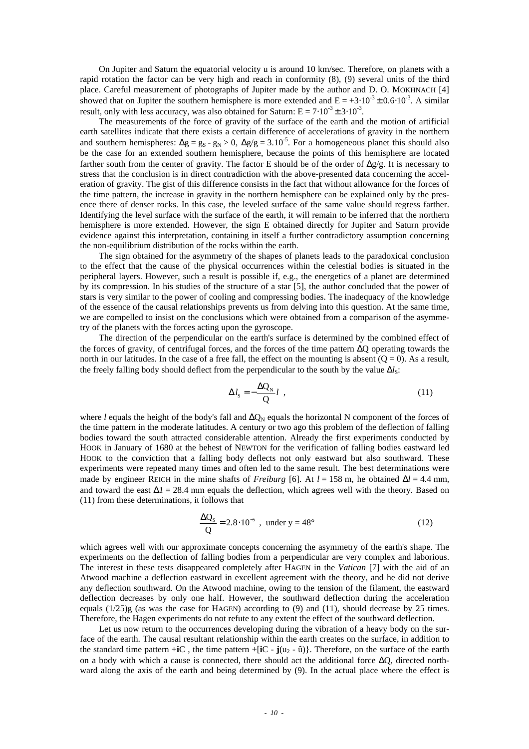On Jupiter and Saturn the equatorial velocity u is around 10 km/sec. Therefore, on planets with a rapid rotation the factor can be very high and reach in conformity (8), (9) several units of the third place. Careful measurement of photographs of Jupiter made by the author and D. O. MOKHNACH [4] showed that on Jupiter the southern hemisphere is more extended and $E = +3 \cdot 10^{-3} \pm 0.6 \cdot 10^{-3}$. A similar result, only with less accuracy, was also obtained for Saturn: $E = 7 \cdot 10^{-3} \pm 3 \cdot 10^{-3}$.

The measurements of the force of gravity of the surface of the earth and the motion of artificial earth satellites indicate that there exists a certain difference of accelerations of gravity in the northern and southern hemispheres: $\Delta g = g_S - g_N > 0$, $\Delta g/g = 3.10^{-5}$. For a homogeneous planet this should also be the case for an extended southern hemisphere, because the points of this hemisphere are located farther south from the center of gravity. The factor E should be of the order of $\Delta g/g$. It is necessary to stress that the conclusion is in direct contradiction with the above-presented data concerning the acceleration of gravity. The gist of this difference consists in the fact that without allowance for the forces of the time pattern, the increase in gravity in the northern hemisphere can be explained only by the presence there of denser rocks. In this case, the leveled surface of the same value should regress farther. Identifying the level surface with the surface of the earth, it will remain to be inferred that the northern hemisphere is more extended. However, the sign E obtained directly for Jupiter and Saturn provide evidence against this interpretation, containing in itself a further contradictory assumption concerning the non-equilibrium distribution of the rocks within the earth.

The sign obtained for the asymmetry of the shapes of planets leads to the paradoxical conclusion to the effect that the cause of the physical occurrences within the celestial bodies is situated in the peripheral layers. However, such a result is possible if, e.g., the energetics of a planet are determined by its compression. In his studies of the structure of a star [5], the author concluded that the power of stars is very similar to the power of cooling and compressing bodies. The inadequacy of the knowledge of the essence of the causal relationships prevents us from delving into this question. At the same time, we are compelled to insist on the conclusions which were obtained from a comparison of the asymmetry of the planets with the forces acting upon the gyroscope.

The direction of the perpendicular on the earth's surface is determined by the combined effect of the forces of gravity, of centrifugal forces, and the forces of the time pattern $\Delta Q$ operating towards the north in our latitudes. In the case of a free fall, the effect on the mounting is absent ($Q = 0$). As a result, the freely falling body should deflect from the perpendicular to the south by the value $\Delta l_S$:

$$\Delta l_S = -\frac{\Delta Q_N}{Q} l \ , \tag{11}$$

where $l$ equals the height of the body's fall and $\Delta Q_N$ equals the horizontal N component of the forces of the time pattern in the moderate latitudes. A century or two ago this problem of the deflection of falling bodies toward the south attracted considerable attention. Already the first experiments conducted by HOOK in January of 1680 at the behest of NEWTON for the verification of falling bodies eastward led HOOK to the conviction that a falling body deflects not only eastward but also southward. These experiments were repeated many times and often led to the same result. The best determinations were made by engineer REICH in the mine shafts of *Freiburg* [6]. At $l = 158$ m, he obtained $\Delta l = 4.4$ mm, and toward the east $\Delta l = 28.4$ mm equals the deflection, which agrees well with the theory. Based on (11) from these determinations, it follows that

$$\frac{\Delta Q_S}{Q} = 2.8 \cdot 10^{-5} \ , \ \text{under } y = 48° \tag{12}$$

which agrees well with our approximate concepts concerning the asymmetry of the earth's shape. The experiments on the deflection of falling bodies from a perpendicular are very complex and laborious. The interest in these tests disappeared completely after HAGEN in the *Vatican* [7] with the aid of an Atwood machine a deflection eastward in excellent agreement with the theory, and he did not derive any deflection southward. On the Atwood machine, owing to the tension of the filament, the eastward deflection decreases by only one half. However, the southward deflection during the acceleration equals (1/25)g (as was the case for HAGEN) according to (9) and (11), should decrease by 25 times. Therefore, the Hagen experiments do not refute to any extent the effect of the southward deflection.

Let us now return to the occurrences developing during the vibration of a heavy body on the surface of the earth. The causal resultant relationship within the earth creates on the surface, in addition to the standard time pattern $+\mathbf{i}C$, the time pattern $+[\mathbf{i}C - \mathbf{j}(u_2 - \hat{u})\}$. Therefore, on the surface of the earth on a body with which a cause is connected, there should act the additional force $\Delta Q$, directed northward along the axis of the earth and being determined by (9). In the actual place where the effect is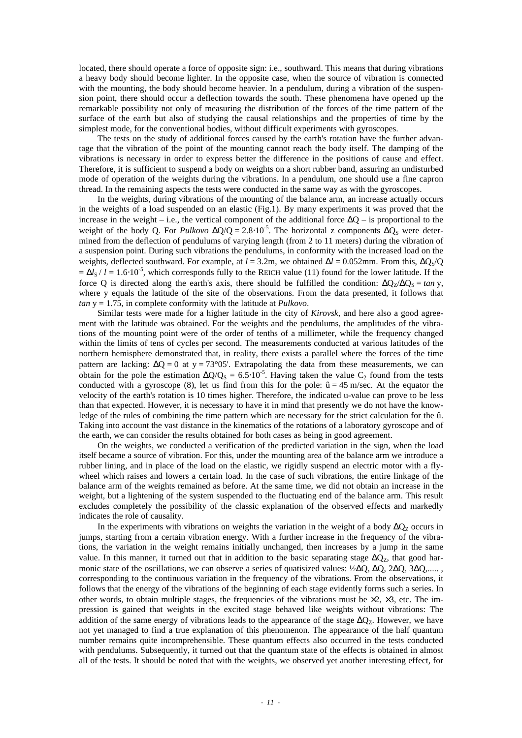located, there should operate a force of opposite sign: i.e., southward. This means that during vibrations a heavy body should become lighter. In the opposite case, when the source of vibration is connected with the mounting, the body should become heavier. In a pendulum, during a vibration of the suspension point, there should occur a deflection towards the south. These phenomena have opened up the remarkable possibility not only of measuring the distribution of the forces of the time pattern of the surface of the earth but also of studying the causal relationships and the properties of time by the simplest mode, for the conventional bodies, without difficult experiments with gyroscopes.

The tests on the study of additional forces caused by the earth's rotation have the further advantage that the vibration of the point of the mounting cannot reach the body itself. The damping of the vibrations is necessary in order to express better the difference in the positions of cause and effect. Therefore, it is sufficient to suspend a body on weights on a short rubber band, assuring an undisturbed mode of operation of the weights during the vibrations. In a pendulum, one should use a fine capron thread. In the remaining aspects the tests were conducted in the same way as with the gyroscopes.

In the weights, during vibrations of the mounting of the balance arm, an increase actually occurs in the weights of a load suspended on an elastic (Fig.1). By many experiments it was proved that the increase in the weight – i.e., the vertical component of the additional force $\Delta Q$ – is proportional to the weight of the body Q. For *Pulkovo* $\Delta Q/Q = 2.8\cdot10^{-5}$. The horizontal z components $\Delta Q_S$ were determined from the deflection of pendulums of varying length (from 2 to 11 meters) during the vibration of a suspension point. During such vibrations the pendulums, in conformity with the increased load on the weights, deflected southward. For example, at $l = 3.2$m, we obtained $\Delta l = 0.052$mm. From this, $\Delta Q_S/Q = \Delta l_S / l = 1.6\cdot10^{-5}$, which corresponds fully to the REICH value (11) found for the lower latitude. If the force Q is directed along the earth's axis, there should be fulfilled the condition: $\Delta Q_Z/\Delta Q_S = tan\ y$, where y equals the latitude of the site of the observations. From the data presented, it follows that $tan\ y = 1.75$, in complete conformity with the latitude at *Pulkovo*.

Similar tests were made for a higher latitude in the city of *Kirovsk*, and here also a good agreement with the latitude was obtained. For the weights and the pendulums, the amplitudes of the vibrations of the mounting point were of the order of tenths of a millimeter, while the frequency changed within the limits of tens of cycles per second. The measurements conducted at various latitudes of the northern hemisphere demonstrated that, in reality, there exists a parallel where the forces of the time pattern are lacking: $\Delta Q = 0$ at $y = 73°05'$. Extrapolating the data from these measurements, we can obtain for the pole the estimation $\Delta Q/Q_S = 6.5\cdot10^{-5}$. Having taken the value $C_2$ found from the tests conducted with a gyroscope (8), let us find from this for the pole: $\hat{u} = 45$ m/sec. At the equator the velocity of the earth's rotation is 10 times higher. Therefore, the indicated u-value can prove to be less than that expected. However, it is necessary to have it in mind that presently we do not have the knowledge of the rules of combining the time pattern which are necessary for the strict calculation for the $\hat{u}$. Taking into account the vast distance in the kinematics of the rotations of a laboratory gyroscope and of the earth, we can consider the results obtained for both cases as being in good agreement.

On the weights, we conducted a verification of the predicted variation in the sign, when the load itself became a source of vibration. For this, under the mounting area of the balance arm we introduce a rubber lining, and in place of the load on the elastic, we rigidly suspend an electric motor with a flywheel which raises and lowers a certain load. In the case of such vibrations, the entire linkage of the balance arm of the weights remained as before. At the same time, we did not obtain an increase in the weight, but a lightening of the system suspended to the fluctuating end of the balance arm. This result excludes completely the possibility of the classic explanation of the observed effects and markedly indicates the role of causality.

In the experiments with vibrations on weights the variation in the weight of a body $\Delta Q_Z$ occurs in jumps, starting from a certain vibration energy. With a further increase in the frequency of the vibrations, the variation in the weight remains initially unchanged, then increases by a jump in the same value. In this manner, it turned out that in addition to the basic separating stage $\Delta Q_Z$, that good harmonic state of the oscillations, we can observe a series of quatisized values: ½$\Delta Q$, $\Delta Q$, $2\Delta Q$, $3\Delta Q$,..... , corresponding to the continuous variation in the frequency of the vibrations. From the observations, it follows that the energy of the vibrations of the beginning of each stage evidently forms such a series. In other words, to obtain multiple stages, the frequencies of the vibrations must be $\times 2$, $\times 3$, etc. The impression is gained that weights in the excited stage behaved like weights without vibrations: The addition of the same energy of vibrations leads to the appearance of the stage $\Delta Q_Z$. However, we have not yet managed to find a true explanation of this phenomenon. The appearance of the half quantum number remains quite incomprehensible. These quantum effects also occurred in the tests conducted with pendulums. Subsequently, it turned out that the quantum state of the effects is obtained in almost all of the tests. It should be noted that with the weights, we observed yet another interesting effect, for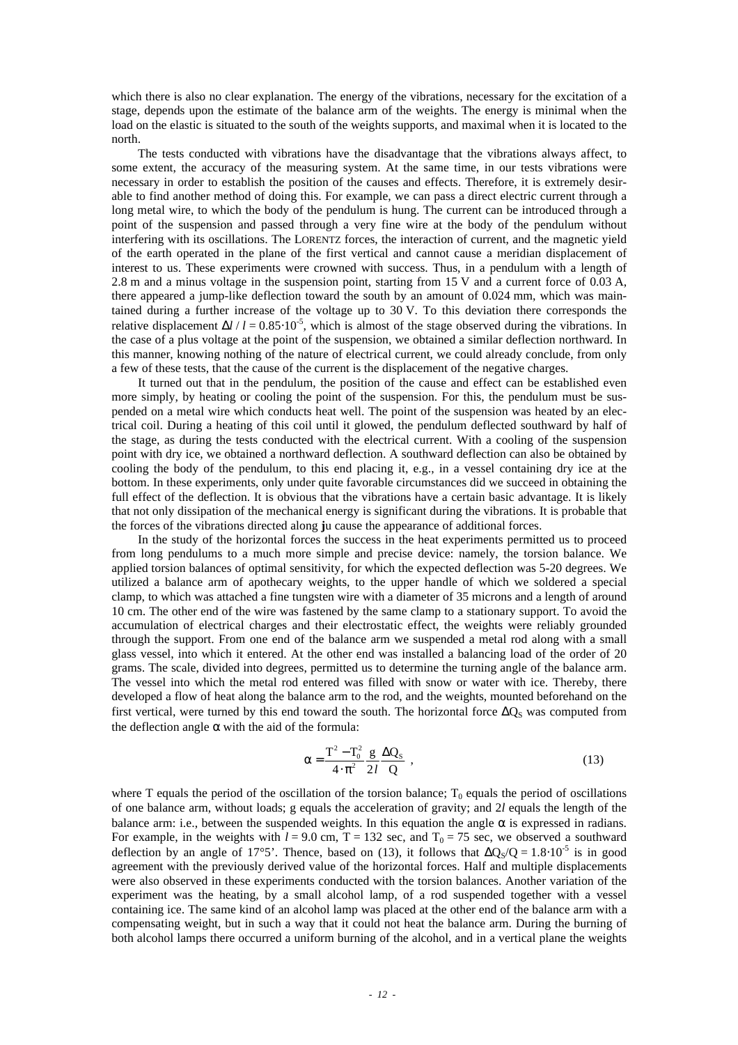which there is also no clear explanation. The energy of the vibrations, necessary for the excitation of a stage, depends upon the estimate of the balance arm of the weights. The energy is minimal when the load on the elastic is situated to the south of the weights supports, and maximal when it is located to the north.

The tests conducted with vibrations have the disadvantage that the vibrations always affect, to some extent, the accuracy of the measuring system. At the same time, in our tests vibrations were necessary in order to establish the position of the causes and effects. Therefore, it is extremely desirable to find another method of doing this. For example, we can pass a direct electric current through a long metal wire, to which the body of the pendulum is hung. The current can be introduced through a point of the suspension and passed through a very fine wire at the body of the pendulum without interfering with its oscillations. The LORENTZ forces, the interaction of current, and the magnetic yield of the earth operated in the plane of the first vertical and cannot cause a meridian displacement of interest to us. These experiments were crowned with success. Thus, in a pendulum with a length of 2.8 m and a minus voltage in the suspension point, starting from 15 V and a current force of 0.03 A, there appeared a jump-like deflection toward the south by an amount of 0.024 mm, which was maintained during a further increase of the voltage up to 30 V. To this deviation there corresponds the relative displacement $\Delta l / l = 0.85 \cdot 10^{-5}$, which is almost of the stage observed during the vibrations. In the case of a plus voltage at the point of the suspension, we obtained a similar deflection northward. In this manner, knowing nothing of the nature of electrical current, we could already conclude, from only a few of these tests, that the cause of the current is the displacement of the negative charges.

It turned out that in the pendulum, the position of the cause and effect can be established even more simply, by heating or cooling the point of the suspension. For this, the pendulum must be suspended on a metal wire which conducts heat well. The point of the suspension was heated by an electrical coil. During a heating of this coil until it glowed, the pendulum deflected southward by half of the stage, as during the tests conducted with the electrical current. With a cooling of the suspension point with dry ice, we obtained a northward deflection. A southward deflection can also be obtained by cooling the body of the pendulum, to this end placing it, e.g., in a vessel containing dry ice at the bottom. In these experiments, only under quite favorable circumstances did we succeed in obtaining the full effect of the deflection. It is obvious that the vibrations have a certain basic advantage. It is likely that not only dissipation of the mechanical energy is significant during the vibrations. It is probable that the forces of the vibrations directed along **j**u cause the appearance of additional forces.

In the study of the horizontal forces the success in the heat experiments permitted us to proceed from long pendulums to a much more simple and precise device: namely, the torsion balance. We applied torsion balances of optimal sensitivity, for which the expected deflection was 5-20 degrees. We utilized a balance arm of apothecary weights, to the upper handle of which we soldered a special clamp, to which was attached a fine tungsten wire with a diameter of 35 microns and a length of around 10 cm. The other end of the wire was fastened by the same clamp to a stationary support. To avoid the accumulation of electrical charges and their electrostatic effect, the weights were reliably grounded through the support. From one end of the balance arm we suspended a metal rod along with a small glass vessel, into which it entered. At the other end was installed a balancing load of the order of 20 grams. The scale, divided into degrees, permitted us to determine the turning angle of the balance arm. The vessel into which the metal rod entered was filled with snow or water with ice. Thereby, there developed a flow of heat along the balance arm to the rod, and the weights, mounted beforehand on the first vertical, were turned by this end toward the south. The horizontal force $\Delta Q_S$ was computed from the deflection angle $\alpha$ with the aid of the formula:

$$\alpha = \frac{T^2 - T_0^2}{4 \cdot \pi^2} \frac{g}{2l} \frac{\Delta Q_S}{Q} \; , \tag{13}$$

where T equals the period of the oscillation of the torsion balance; $T_0$ equals the period of oscillations of one balance arm, without loads; g equals the acceleration of gravity; and $2l$ equals the length of the balance arm: i.e., between the suspended weights. In this equation the angle $\alpha$ is expressed in radians. For example, in the weights with $l = 9.0$ cm, $T = 132$ sec, and $T_0 = 75$ sec, we observed a southward deflection by an angle of 17°5'. Thence, based on (13), it follows that $\Delta Q_S/Q = 1.8 \cdot 10^{-5}$ is in good agreement with the previously derived value of the horizontal forces. Half and multiple displacements were also observed in these experiments conducted with the torsion balances. Another variation of the experiment was the heating, by a small alcohol lamp, of a rod suspended together with a vessel containing ice. The same kind of an alcohol lamp was placed at the other end of the balance arm with a compensating weight, but in such a way that it could not heat the balance arm. During the burning of both alcohol lamps there occurred a uniform burning of the alcohol, and in a vertical plane the weights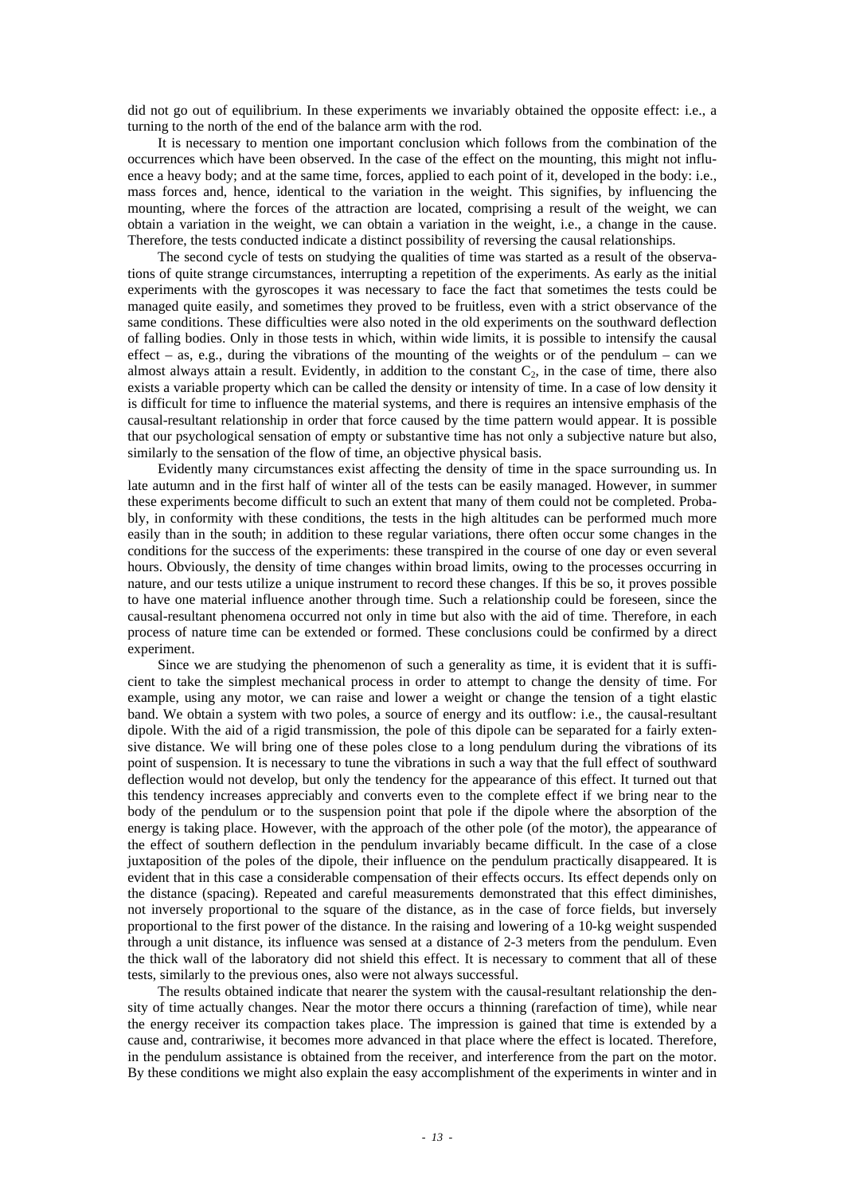did not go out of equilibrium. In these experiments we invariably obtained the opposite effect: i.e., a turning to the north of the end of the balance arm with the rod.

It is necessary to mention one important conclusion which follows from the combination of the occurrences which have been observed. In the case of the effect on the mounting, this might not influence a heavy body; and at the same time, forces, applied to each point of it, developed in the body: i.e., mass forces and, hence, identical to the variation in the weight. This signifies, by influencing the mounting, where the forces of the attraction are located, comprising a result of the weight, we can obtain a variation in the weight, we can obtain a variation in the weight, i.e., a change in the cause. Therefore, the tests conducted indicate a distinct possibility of reversing the causal relationships.

The second cycle of tests on studying the qualities of time was started as a result of the observations of quite strange circumstances, interrupting a repetition of the experiments. As early as the initial experiments with the gyroscopes it was necessary to face the fact that sometimes the tests could be managed quite easily, and sometimes they proved to be fruitless, even with a strict observance of the same conditions. These difficulties were also noted in the old experiments on the southward deflection of falling bodies. Only in those tests in which, within wide limits, it is possible to intensify the causal effect – as, e.g., during the vibrations of the mounting of the weights or of the pendulum – can we almost always attain a result. Evidently, in addition to the constant $C_2$, in the case of time, there also exists a variable property which can be called the density or intensity of time. In a case of low density it is difficult for time to influence the material systems, and there is requires an intensive emphasis of the causal-resultant relationship in order that force caused by the time pattern would appear. It is possible that our psychological sensation of empty or substantive time has not only a subjective nature but also, similarly to the sensation of the flow of time, an objective physical basis.

Evidently many circumstances exist affecting the density of time in the space surrounding us. In late autumn and in the first half of winter all of the tests can be easily managed. However, in summer these experiments become difficult to such an extent that many of them could not be completed. Probably, in conformity with these conditions, the tests in the high altitudes can be performed much more easily than in the south; in addition to these regular variations, there often occur some changes in the conditions for the success of the experiments: these transpired in the course of one day or even several hours. Obviously, the density of time changes within broad limits, owing to the processes occurring in nature, and our tests utilize a unique instrument to record these changes. If this be so, it proves possible to have one material influence another through time. Such a relationship could be foreseen, since the causal-resultant phenomena occurred not only in time but also with the aid of time. Therefore, in each process of nature time can be extended or formed. These conclusions could be confirmed by a direct experiment.

Since we are studying the phenomenon of such a generality as time, it is evident that it is sufficient to take the simplest mechanical process in order to attempt to change the density of time. For example, using any motor, we can raise and lower a weight or change the tension of a tight elastic band. We obtain a system with two poles, a source of energy and its outflow: i.e., the causal-resultant dipole. With the aid of a rigid transmission, the pole of this dipole can be separated for a fairly extensive distance. We will bring one of these poles close to a long pendulum during the vibrations of its point of suspension. It is necessary to tune the vibrations in such a way that the full effect of southward deflection would not develop, but only the tendency for the appearance of this effect. It turned out that this tendency increases appreciably and converts even to the complete effect if we bring near to the body of the pendulum or to the suspension point that pole if the dipole where the absorption of the energy is taking place. However, with the approach of the other pole (of the motor), the appearance of the effect of southern deflection in the pendulum invariably became difficult. In the case of a close juxtaposition of the poles of the dipole, their influence on the pendulum practically disappeared. It is evident that in this case a considerable compensation of their effects occurs. Its effect depends only on the distance (spacing). Repeated and careful measurements demonstrated that this effect diminishes, not inversely proportional to the square of the distance, as in the case of force fields, but inversely proportional to the first power of the distance. In the raising and lowering of a 10-kg weight suspended through a unit distance, its influence was sensed at a distance of 2-3 meters from the pendulum. Even the thick wall of the laboratory did not shield this effect. It is necessary to comment that all of these tests, similarly to the previous ones, also were not always successful.

The results obtained indicate that nearer the system with the causal-resultant relationship the density of time actually changes. Near the motor there occurs a thinning (rarefaction of time), while near the energy receiver its compaction takes place. The impression is gained that time is extended by a cause and, contrariwise, it becomes more advanced in that place where the effect is located. Therefore, in the pendulum assistance is obtained from the receiver, and interference from the part on the motor. By these conditions we might also explain the easy accomplishment of the experiments in winter and in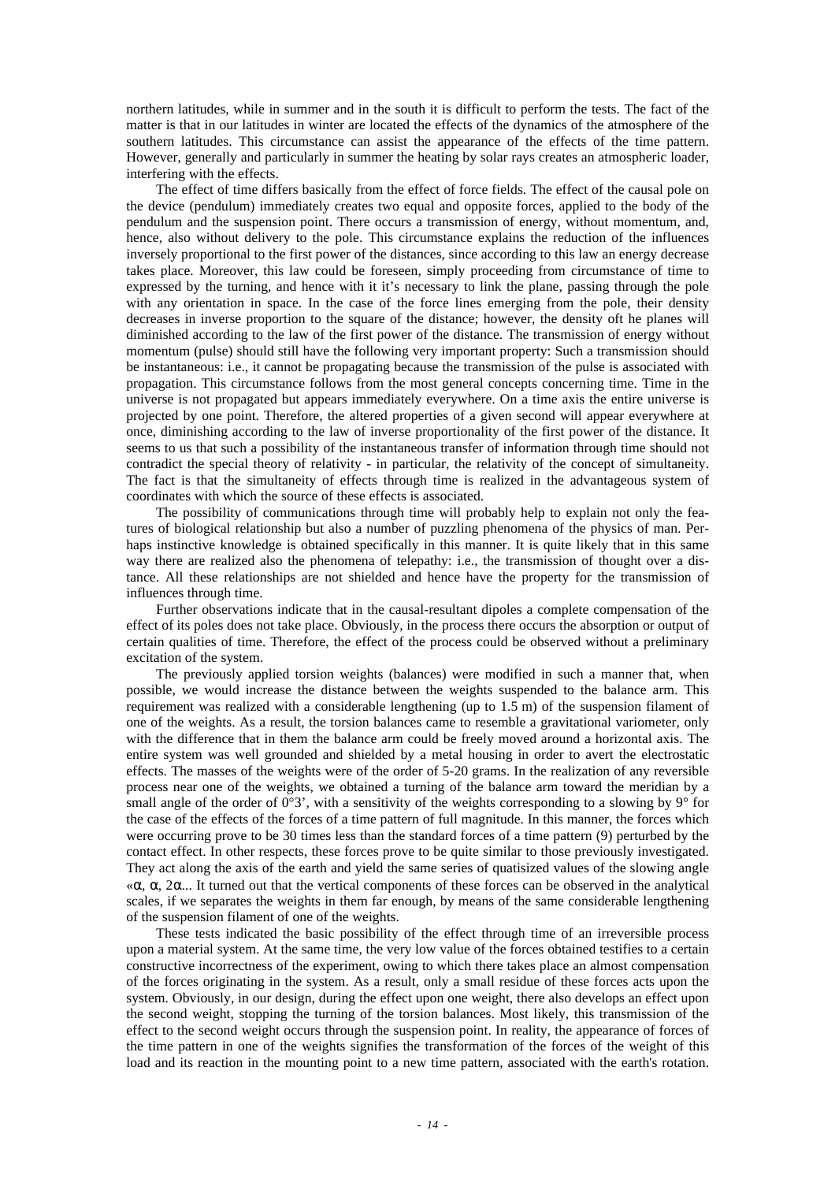northern latitudes, while in summer and in the south it is difficult to perform the tests. The fact of the matter is that in our latitudes in winter are located the effects of the dynamics of the atmosphere of the southern latitudes. This circumstance can assist the appearance of the effects of the time pattern. However, generally and particularly in summer the heating by solar rays creates an atmospheric loader, interfering with the effects.

The effect of time differs basically from the effect of force fields. The effect of the causal pole on the device (pendulum) immediately creates two equal and opposite forces, applied to the body of the pendulum and the suspension point. There occurs a transmission of energy, without momentum, and, hence, also without delivery to the pole. This circumstance explains the reduction of the influences inversely proportional to the first power of the distances, since according to this law an energy decrease takes place. Moreover, this law could be foreseen, simply proceeding from circumstance of time to expressed by the turning, and hence with it it's necessary to link the plane, passing through the pole with any orientation in space. In the case of the force lines emerging from the pole, their density decreases in inverse proportion to the square of the distance; however, the density oft he planes will diminished according to the law of the first power of the distance. The transmission of energy without momentum (pulse) should still have the following very important property: Such a transmission should be instantaneous: i.e., it cannot be propagating because the transmission of the pulse is associated with propagation. This circumstance follows from the most general concepts concerning time. Time in the universe is not propagated but appears immediately everywhere. On a time axis the entire universe is projected by one point. Therefore, the altered properties of a given second will appear everywhere at once, diminishing according to the law of inverse proportionality of the first power of the distance. It seems to us that such a possibility of the instantaneous transfer of information through time should not contradict the special theory of relativity - in particular, the relativity of the concept of simultaneity. The fact is that the simultaneity of effects through time is realized in the advantageous system of coordinates with which the source of these effects is associated.

The possibility of communications through time will probably help to explain not only the features of biological relationship but also a number of puzzling phenomena of the physics of man. Perhaps instinctive knowledge is obtained specifically in this manner. It is quite likely that in this same way there are realized also the phenomena of telepathy: i.e., the transmission of thought over a distance. All these relationships are not shielded and hence have the property for the transmission of influences through time.

Further observations indicate that in the causal-resultant dipoles a complete compensation of the effect of its poles does not take place. Obviously, in the process there occurs the absorption or output of certain qualities of time. Therefore, the effect of the process could be observed without a preliminary excitation of the system.

The previously applied torsion weights (balances) were modified in such a manner that, when possible, we would increase the distance between the weights suspended to the balance arm. This requirement was realized with a considerable lengthening (up to 1.5 m) of the suspension filament of one of the weights. As a result, the torsion balances came to resemble a gravitational variometer, only with the difference that in them the balance arm could be freely moved around a horizontal axis. The entire system was well grounded and shielded by a metal housing in order to avert the electrostatic effects. The masses of the weights were of the order of 5-20 grams. In the realization of any reversible process near one of the weights, we obtained a turning of the balance arm toward the meridian by a small angle of the order of 0°3', with a sensitivity of the weights corresponding to a slowing by 9° for the case of the effects of the forces of a time pattern of full magnitude. In this manner, the forces which were occurring prove to be 30 times less than the standard forces of a time pattern (9) perturbed by the contact effect. In other respects, these forces prove to be quite similar to those previously investigated. They act along the axis of the earth and yield the same series of quatisized values of the slowing angle «$\alpha$, $\alpha$, $2\alpha$... It turned out that the vertical components of these forces can be observed in the analytical scales, if we separates the weights in them far enough, by means of the same considerable lengthening of the suspension filament of one of the weights.

These tests indicated the basic possibility of the effect through time of an irreversible process upon a material system. At the same time, the very low value of the forces obtained testifies to a certain constructive incorrectness of the experiment, owing to which there takes place an almost compensation of the forces originating in the system. As a result, only a small residue of these forces acts upon the system. Obviously, in our design, during the effect upon one weight, there also develops an effect upon the second weight, stopping the turning of the torsion balances. Most likely, this transmission of the effect to the second weight occurs through the suspension point. In reality, the appearance of forces of the time pattern in one of the weights signifies the transformation of the forces of the weight of this load and its reaction in the mounting point to a new time pattern, associated with the earth's rotation.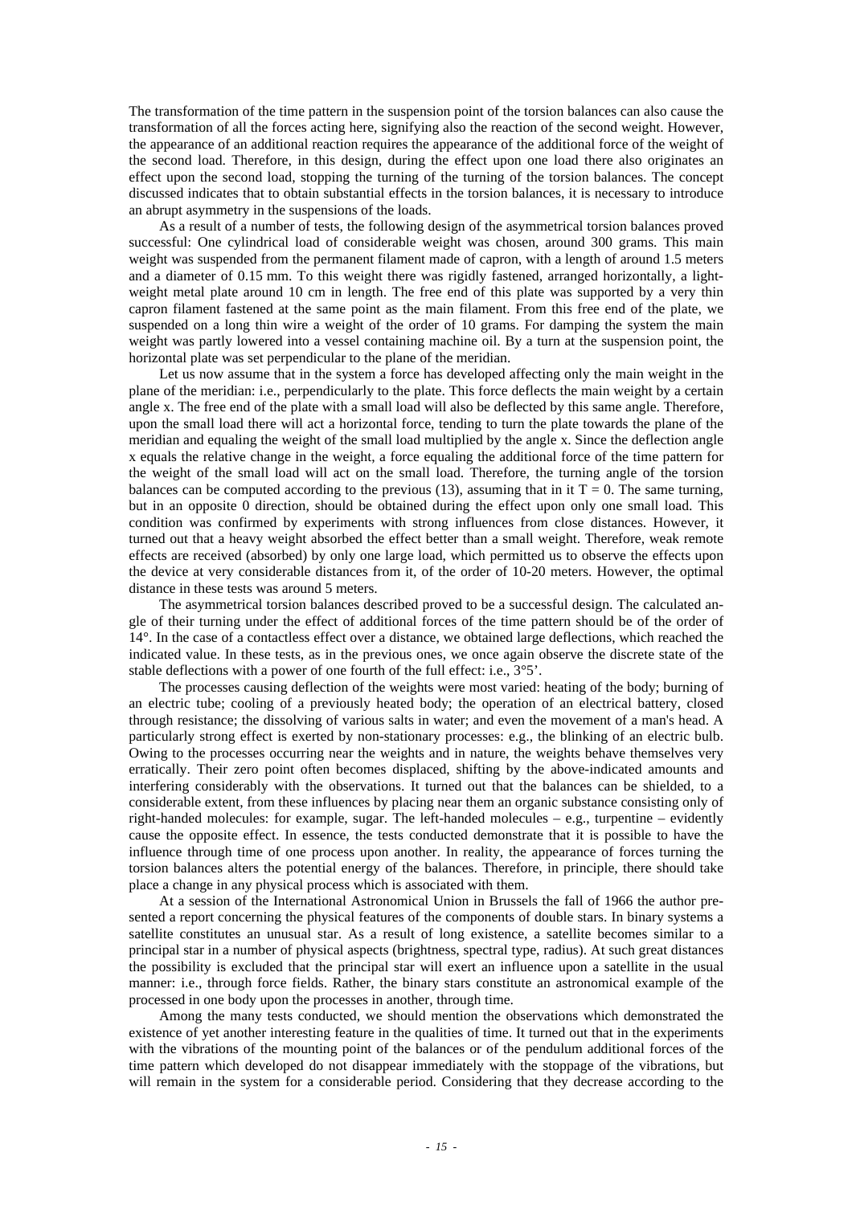The transformation of the time pattern in the suspension point of the torsion balances can also cause the transformation of all the forces acting here, signifying also the reaction of the second weight. However, the appearance of an additional reaction requires the appearance of the additional force of the weight of the second load. Therefore, in this design, during the effect upon one load there also originates an effect upon the second load, stopping the turning of the turning of the torsion balances. The concept discussed indicates that to obtain substantial effects in the torsion balances, it is necessary to introduce an abrupt asymmetry in the suspensions of the loads.

As a result of a number of tests, the following design of the asymmetrical torsion balances proved successful: One cylindrical load of considerable weight was chosen, around 300 grams. This main weight was suspended from the permanent filament made of capron, with a length of around 1.5 meters and a diameter of 0.15 mm. To this weight there was rigidly fastened, arranged horizontally, a light-weight metal plate around 10 cm in length. The free end of this plate was supported by a very thin capron filament fastened at the same point as the main filament. From this free end of the plate, we suspended on a long thin wire a weight of the order of 10 grams. For damping the system the main weight was partly lowered into a vessel containing machine oil. By a turn at the suspension point, the horizontal plate was set perpendicular to the plane of the meridian.

Let us now assume that in the system a force has developed affecting only the main weight in the plane of the meridian: i.e., perpendicularly to the plate. This force deflects the main weight by a certain angle x. The free end of the plate with a small load will also be deflected by this same angle. Therefore, upon the small load there will act a horizontal force, tending to turn the plate towards the plane of the meridian and equaling the weight of the small load multiplied by the angle x. Since the deflection angle x equals the relative change in the weight, a force equaling the additional force of the time pattern for the weight of the small load will act on the small load. Therefore, the turning angle of the torsion balances can be computed according to the previous (13), assuming that in it T = 0. The same turning, but in an opposite 0 direction, should be obtained during the effect upon only one small load. This condition was confirmed by experiments with strong influences from close distances. However, it turned out that a heavy weight absorbed the effect better than a small weight. Therefore, weak remote effects are received (absorbed) by only one large load, which permitted us to observe the effects upon the device at very considerable distances from it, of the order of 10-20 meters. However, the optimal distance in these tests was around 5 meters.

The asymmetrical torsion balances described proved to be a successful design. The calculated angle of their turning under the effect of additional forces of the time pattern should be of the order of 14°. In the case of a contactless effect over a distance, we obtained large deflections, which reached the indicated value. In these tests, as in the previous ones, we once again observe the discrete state of the stable deflections with a power of one fourth of the full effect: i.e., 3°5'.

The processes causing deflection of the weights were most varied: heating of the body; burning of an electric tube; cooling of a previously heated body; the operation of an electrical battery, closed through resistance; the dissolving of various salts in water; and even the movement of a man's head. A particularly strong effect is exerted by non-stationary processes: e.g., the blinking of an electric bulb. Owing to the processes occurring near the weights and in nature, the weights behave themselves very erratically. Their zero point often becomes displaced, shifting by the above-indicated amounts and interfering considerably with the observations. It turned out that the balances can be shielded, to a considerable extent, from these influences by placing near them an organic substance consisting only of right-handed molecules: for example, sugar. The left-handed molecules – e.g., turpentine – evidently cause the opposite effect. In essence, the tests conducted demonstrate that it is possible to have the influence through time of one process upon another. In reality, the appearance of forces turning the torsion balances alters the potential energy of the balances. Therefore, in principle, there should take place a change in any physical process which is associated with them.

At a session of the International Astronomical Union in Brussels the fall of 1966 the author presented a report concerning the physical features of the components of double stars. In binary systems a satellite constitutes an unusual star. As a result of long existence, a satellite becomes similar to a principal star in a number of physical aspects (brightness, spectral type, radius). At such great distances the possibility is excluded that the principal star will exert an influence upon a satellite in the usual manner: i.e., through force fields. Rather, the binary stars constitute an astronomical example of the processed in one body upon the processes in another, through time.

Among the many tests conducted, we should mention the observations which demonstrated the existence of yet another interesting feature in the qualities of time. It turned out that in the experiments with the vibrations of the mounting point of the balances or of the pendulum additional forces of the time pattern which developed do not disappear immediately with the stoppage of the vibrations, but will remain in the system for a considerable period. Considering that they decrease according to the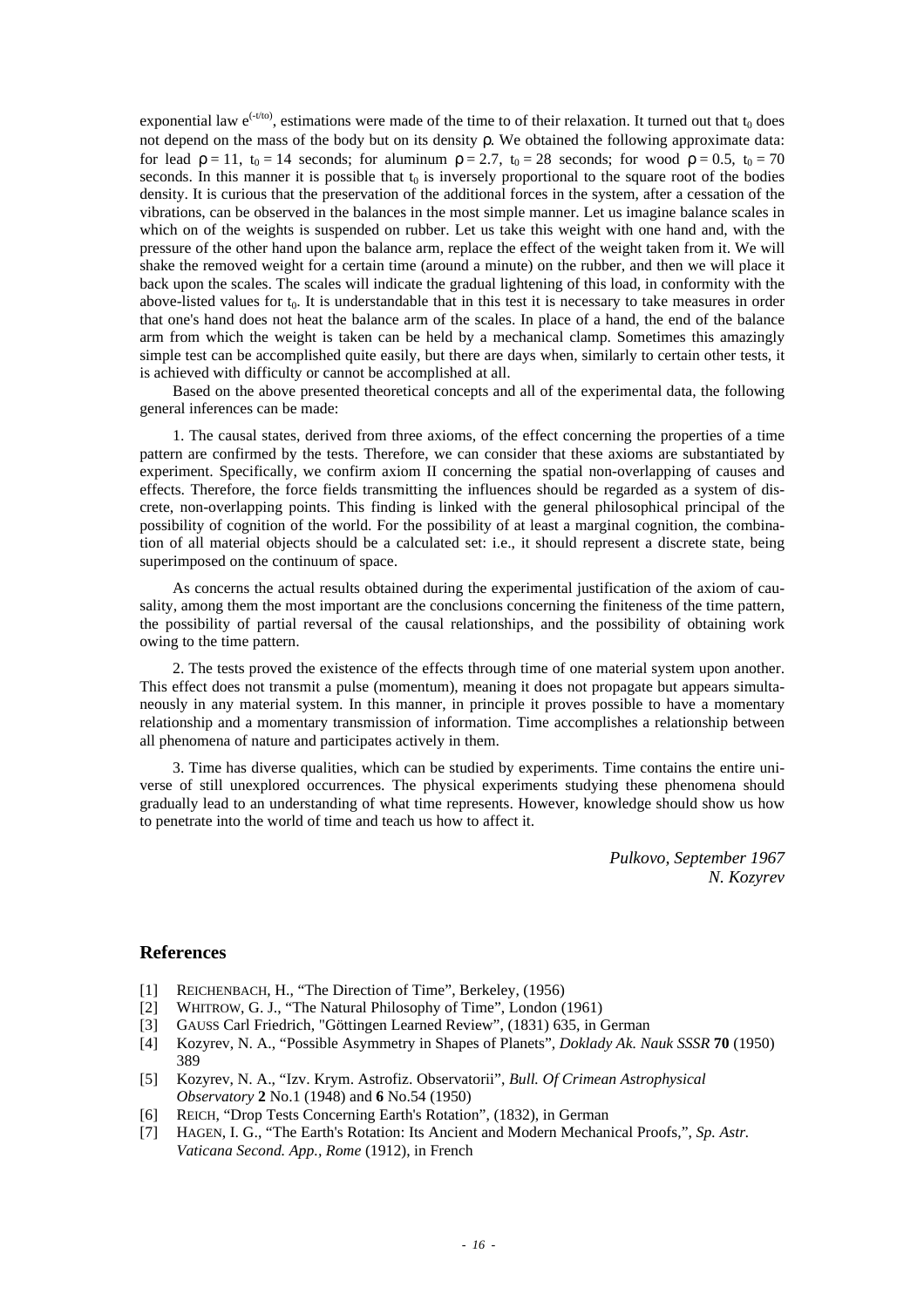exponential law $e^{(-t/to)}$, estimations were made of the time to of their relaxation. It turned out that $t_0$ does not depend on the mass of the body but on its density $\rho$. We obtained the following approximate data: for lead $\rho = 11$, $t_0 = 14$ seconds; for aluminum $\rho = 2.7$, $t_0 = 28$ seconds; for wood $\rho = 0.5$, $t_0 = 70$ seconds. In this manner it is possible that $t_0$ is inversely proportional to the square root of the bodies density. It is curious that the preservation of the additional forces in the system, after a cessation of the vibrations, can be observed in the balances in the most simple manner. Let us imagine balance scales in which on of the weights is suspended on rubber. Let us take this weight with one hand and, with the pressure of the other hand upon the balance arm, replace the effect of the weight taken from it. We will shake the removed weight for a certain time (around a minute) on the rubber, and then we will place it back upon the scales. The scales will indicate the gradual lightening of this load, in conformity with the above-listed values for $t_0$. It is understandable that in this test it is necessary to take measures in order that one's hand does not heat the balance arm of the scales. In place of a hand, the end of the balance arm from which the weight is taken can be held by a mechanical clamp. Sometimes this amazingly simple test can be accomplished quite easily, but there are days when, similarly to certain other tests, it is achieved with difficulty or cannot be accomplished at all.

Based on the above presented theoretical concepts and all of the experimental data, the following general inferences can be made:

1. The causal states, derived from three axioms, of the effect concerning the properties of a time pattern are confirmed by the tests. Therefore, we can consider that these axioms are substantiated by experiment. Specifically, we confirm axiom II concerning the spatial non-overlapping of causes and effects. Therefore, the force fields transmitting the influences should be regarded as a system of discrete, non-overlapping points. This finding is linked with the general philosophical principal of the possibility of cognition of the world. For the possibility of at least a marginal cognition, the combination of all material objects should be a calculated set: i.e., it should represent a discrete state, being superimposed on the continuum of space.

As concerns the actual results obtained during the experimental justification of the axiom of causality, among them the most important are the conclusions concerning the finiteness of the time pattern, the possibility of partial reversal of the causal relationships, and the possibility of obtaining work owing to the time pattern.

2. The tests proved the existence of the effects through time of one material system upon another. This effect does not transmit a pulse (momentum), meaning it does not propagate but appears simultaneously in any material system. In this manner, in principle it proves possible to have a momentary relationship and a momentary transmission of information. Time accomplishes a relationship between all phenomena of nature and participates actively in them.

3. Time has diverse qualities, which can be studied by experiments. Time contains the entire universe of still unexplored occurrences. The physical experiments studying these phenomena should gradually lead to an understanding of what time represents. However, knowledge should show us how to penetrate into the world of time and teach us how to affect it.

*Pulkovo, September 1967*
*N. Kozyrev*

## References

[1] REICHENBACH, H., "The Direction of Time", Berkeley, (1956)
[2] WHITROW, G. J., "The Natural Philosophy of Time", London (1961)
[3] GAUSS Carl Friedrich, "Göttingen Learned Review", (1831) 635, in German
[4] Kozyrev, N. A., "Possible Asymmetry in Shapes of Planets", *Doklady Ak. Nauk SSSR* **70** (1950) 389
[5] Kozyrev, N. A., "Izv. Krym. Astrofiz. Observatorii", *Bull. Of Crimean Astrophysical Observatory* **2** No.1 (1948) and **6** No.54 (1950)
[6] REICH, "Drop Tests Concerning Earth's Rotation", (1832), in German
[7] HAGEN, I. G., "The Earth's Rotation: Its Ancient and Modern Mechanical Proofs,", *Sp. Astr. Vaticana Second. App., Rome* (1912), in French